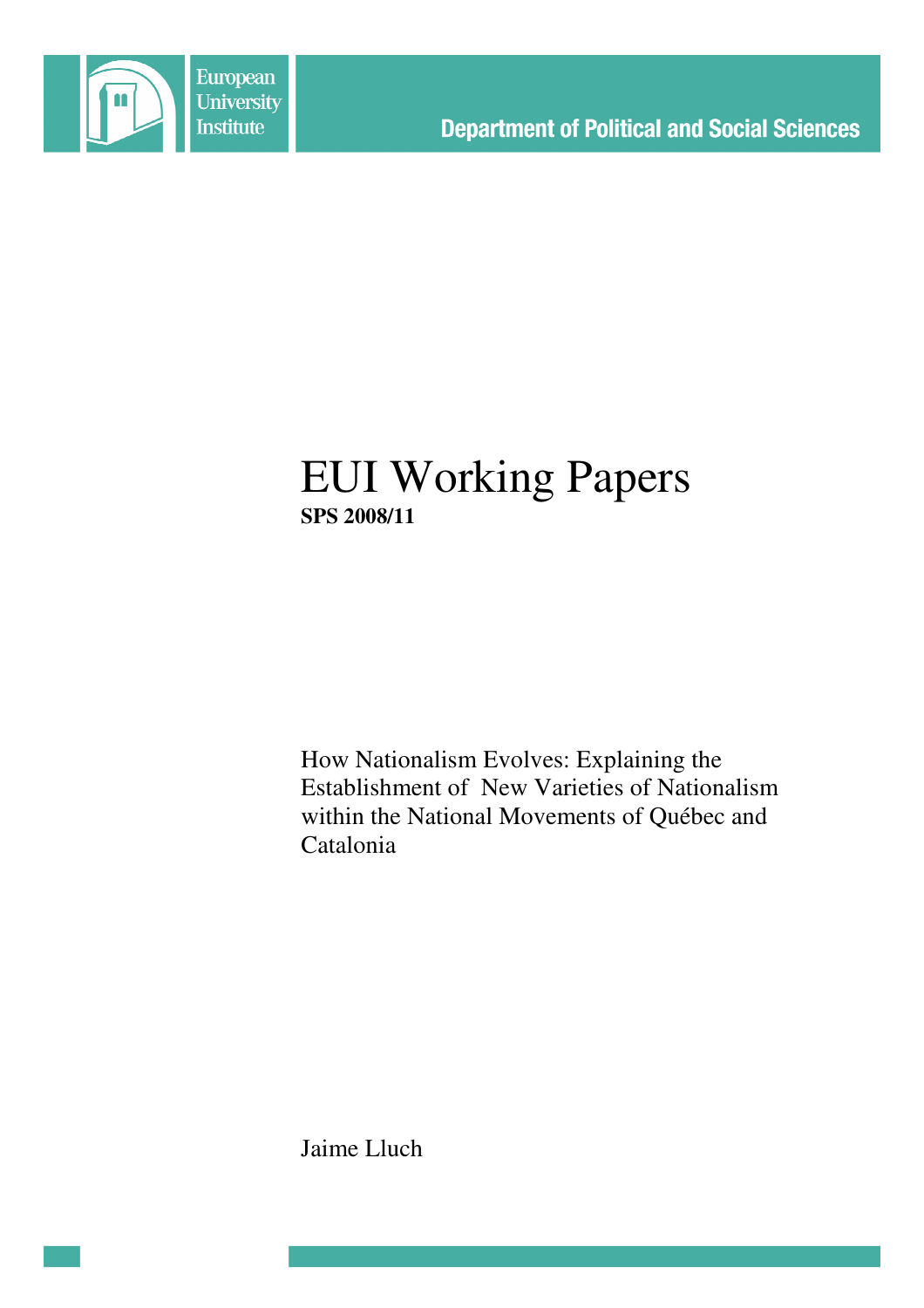European University Institute

Department of Political and Social Sciences

# EUI Working Papers

**SPS 2008/11**

How Nationalism Evolves: Explaining the Establishment of New Varieties of Nationalism within the National Movements of Québec and Catalonia

Jaime Lluch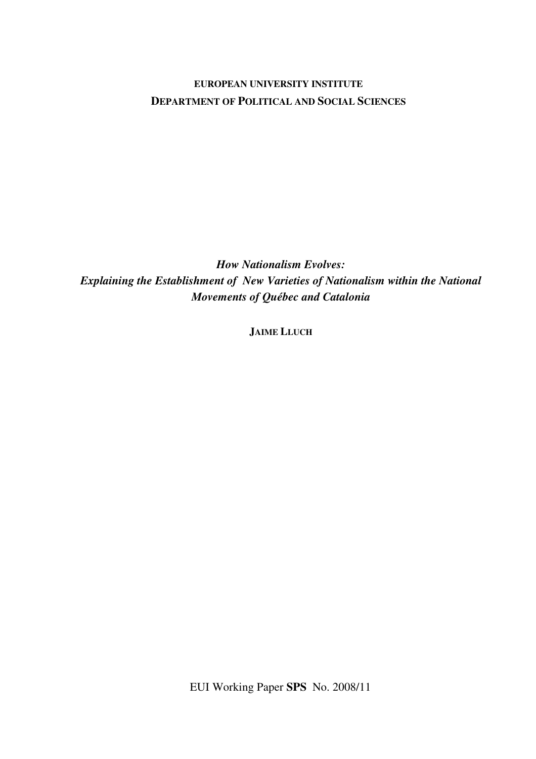**EUROPEAN UNIVERSITY INSTITUTE**

**DEPARTMENT OF POLITICAL AND SOCIAL SCIENCES**

***How Nationalism Evolves:***

***Explaining the Establishment of New Varieties of Nationalism within the National Movements of Québec and Catalonia***

**JAIME LLUCH**

EUI Working Paper **SPS** No. 2008/11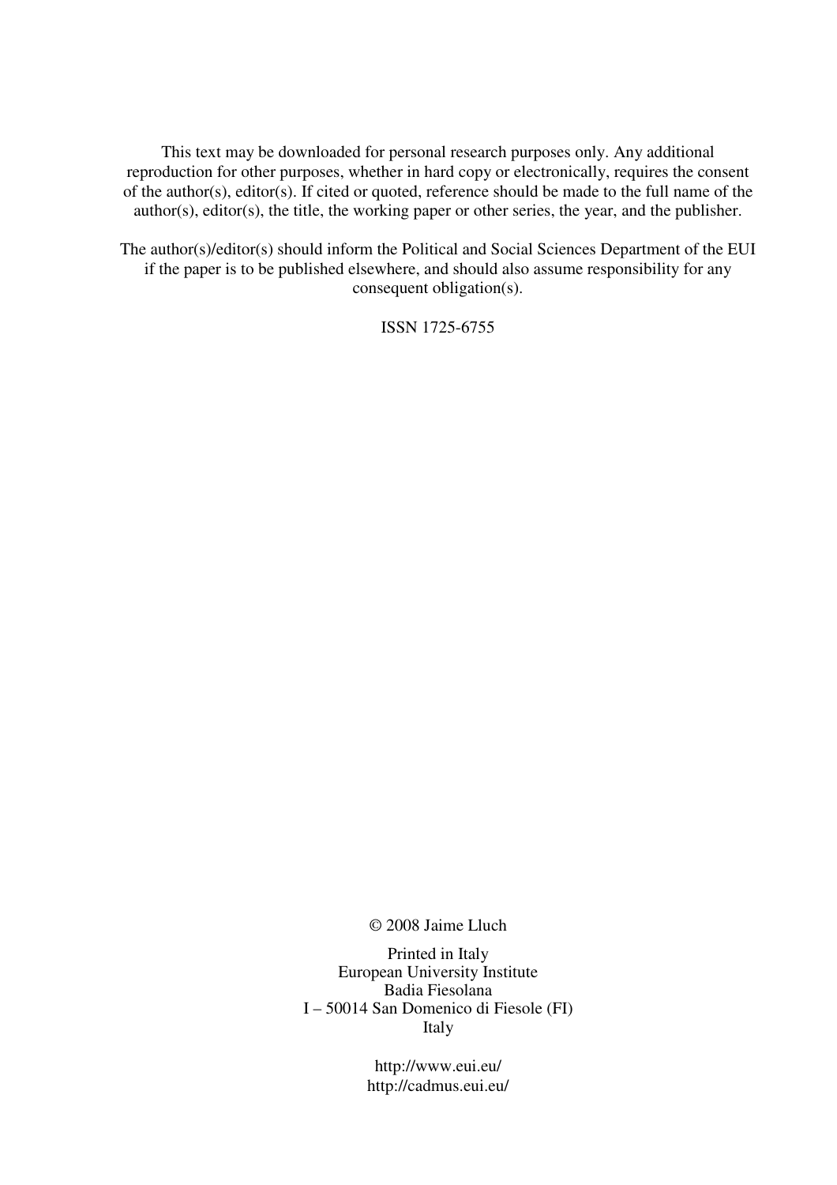This text may be downloaded for personal research purposes only. Any additional reproduction for other purposes, whether in hard copy or electronically, requires the consent of the author(s), editor(s). If cited or quoted, reference should be made to the full name of the author(s), editor(s), the title, the working paper or other series, the year, and the publisher.

The author(s)/editor(s) should inform the Political and Social Sciences Department of the EUI if the paper is to be published elsewhere, and should also assume responsibility for any consequent obligation(s).

ISSN 1725-6755

© 2008 Jaime Lluch

Printed in Italy
European University Institute
Badia Fiesolana
I – 50014 San Domenico di Fiesole (FI)
Italy

http://www.eui.eu/
http://cadmus.eui.eu/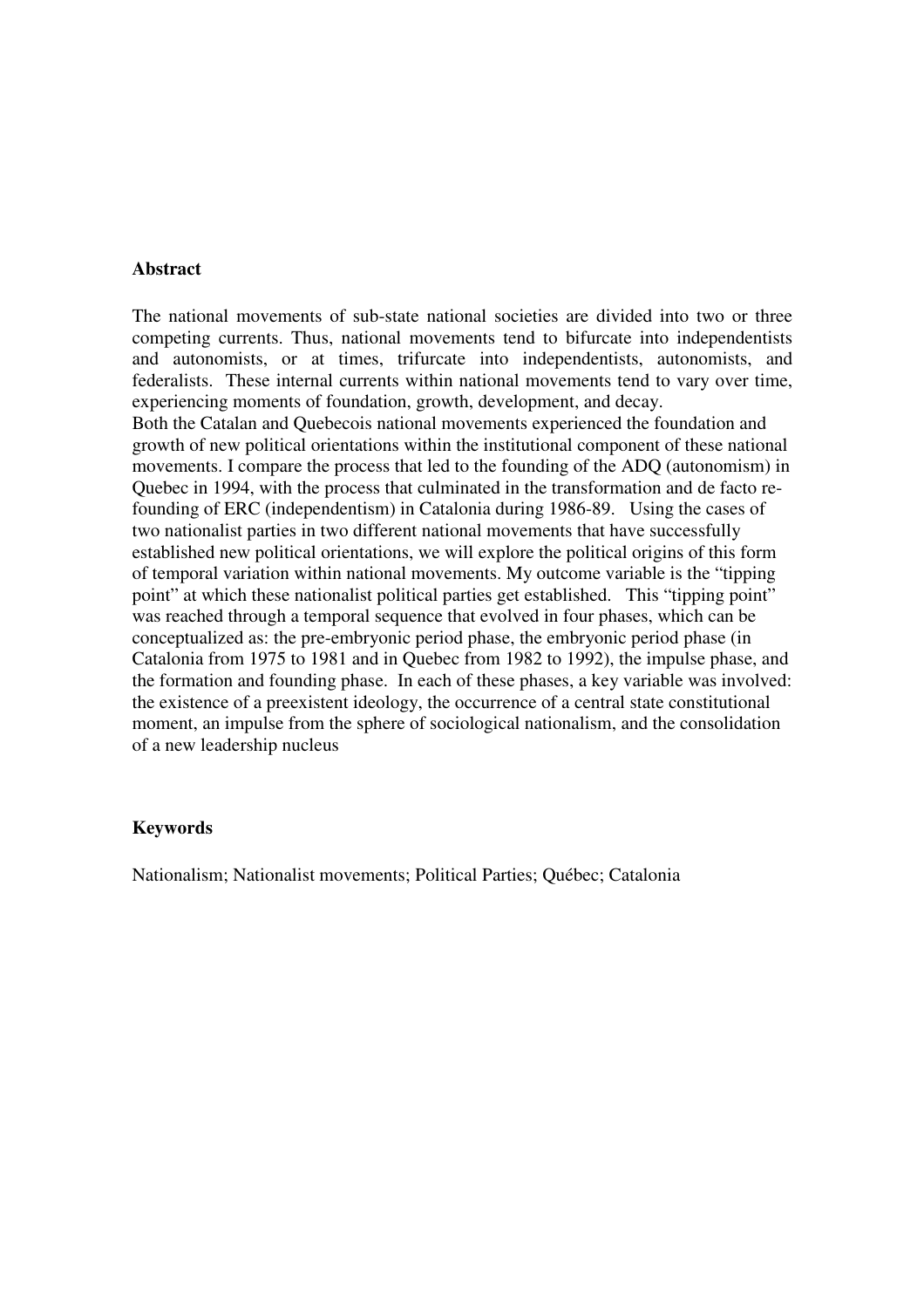**Abstract**

The national movements of sub-state national societies are divided into two or three competing currents. Thus, national movements tend to bifurcate into independentists and autonomists, or at times, trifurcate into independentists, autonomists, and federalists. These internal currents within national movements tend to vary over time, experiencing moments of foundation, growth, development, and decay.
Both the Catalan and Quebecois national movements experienced the foundation and growth of new political orientations within the institutional component of these national movements. I compare the process that led to the founding of the ADQ (autonomism) in Quebec in 1994, with the process that culminated in the transformation and de facto re-founding of ERC (independentism) in Catalonia during 1986-89. Using the cases of two nationalist parties in two different national movements that have successfully established new political orientations, we will explore the political origins of this form of temporal variation within national movements. My outcome variable is the "tipping point" at which these nationalist political parties get established. This "tipping point" was reached through a temporal sequence that evolved in four phases, which can be conceptualized as: the pre-embryonic period phase, the embryonic period phase (in Catalonia from 1975 to 1981 and in Quebec from 1982 to 1992), the impulse phase, and the formation and founding phase. In each of these phases, a key variable was involved: the existence of a preexistent ideology, the occurrence of a central state constitutional moment, an impulse from the sphere of sociological nationalism, and the consolidation of a new leadership nucleus

**Keywords**

Nationalism; Nationalist movements; Political Parties; Québec; Catalonia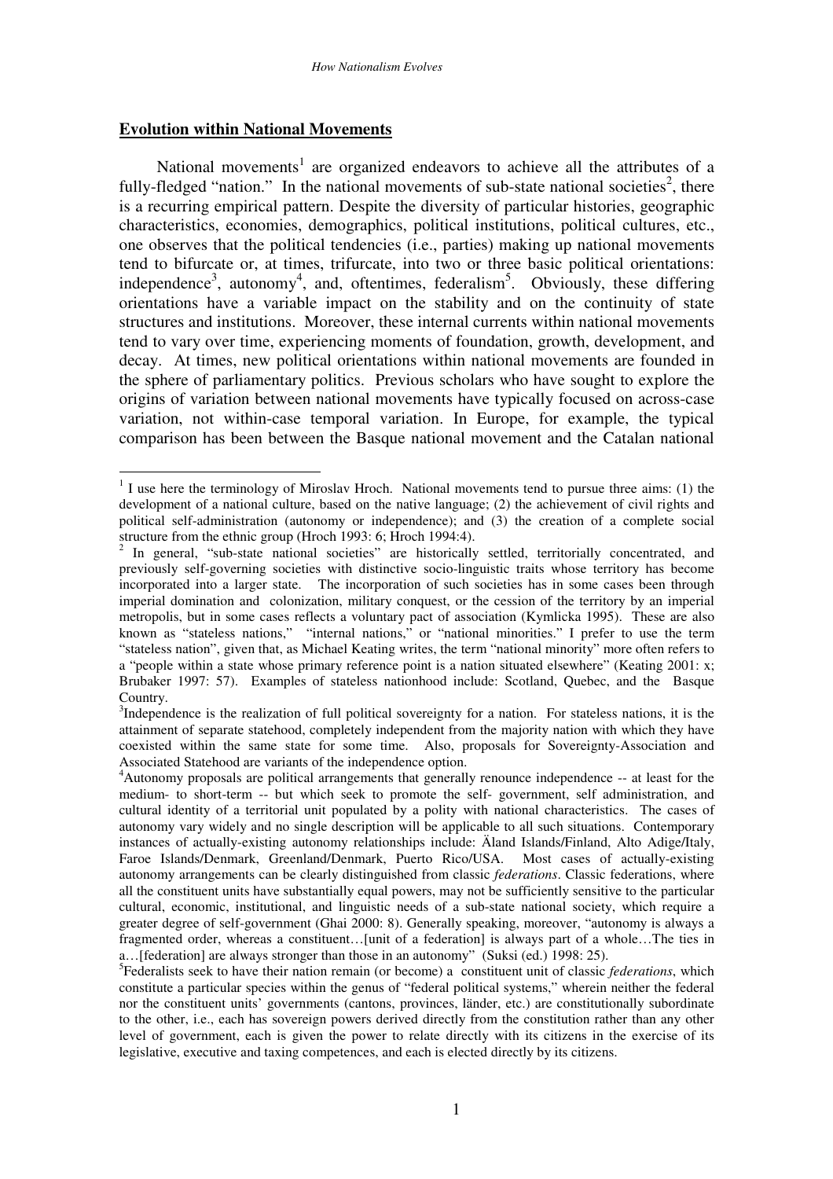## Evolution within National Movements

National movements[1] are organized endeavors to achieve all the attributes of a fully-fledged "nation." In the national movements of sub-state national societies[2], there is a recurring empirical pattern. Despite the diversity of particular histories, geographic characteristics, economies, demographics, political institutions, political cultures, etc., one observes that the political tendencies (i.e., parties) making up national movements tend to bifurcate or, at times, trifurcate, into two or three basic political orientations: independence[3], autonomy[4], and, oftentimes, federalism[5]. Obviously, these differing orientations have a variable impact on the stability and on the continuity of state structures and institutions. Moreover, these internal currents within national movements tend to vary over time, experiencing moments of foundation, growth, development, and decay. At times, new political orientations within national movements are founded in the sphere of parliamentary politics. Previous scholars who have sought to explore the origins of variation between national movements have typically focused on across-case variation, not within-case temporal variation. In Europe, for example, the typical comparison has been between the Basque national movement and the Catalan national

---

[1] I use here the terminology of Miroslav Hroch. National movements tend to pursue three aims: (1) the development of a national culture, based on the native language; (2) the achievement of civil rights and political self-administration (autonomy or independence); and (3) the creation of a complete social structure from the ethnic group (Hroch 1993: 6; Hroch 1994:4).

[2] In general, "sub-state national societies" are historically settled, territorially concentrated, and previously self-governing societies with distinctive socio-linguistic traits whose territory has become incorporated into a larger state. The incorporation of such societies has in some cases been through imperial domination and colonization, military conquest, or the cession of the territory by an imperial metropolis, but in some cases reflects a voluntary pact of association (Kymlicka 1995). These are also known as "stateless nations," "internal nations," or "national minorities." I prefer to use the term "stateless nation", given that, as Michael Keating writes, the term "national minority" more often refers to a "people within a state whose primary reference point is a nation situated elsewhere" (Keating 2001: x; Brubaker 1997: 57). Examples of stateless nationhood include: Scotland, Quebec, and the Basque Country.

[3] Independence is the realization of full political sovereignty for a nation. For stateless nations, it is the attainment of separate statehood, completely independent from the majority nation with which they have coexisted within the same state for some time. Also, proposals for Sovereignty-Association and Associated Statehood are variants of the independence option.

[4] Autonomy proposals are political arrangements that generally renounce independence -- at least for the medium- to short-term -- but which seek to promote the self- government, self administration, and cultural identity of a territorial unit populated by a polity with national characteristics. The cases of autonomy vary widely and no single description will be applicable to all such situations. Contemporary instances of actually-existing autonomy relationships include: Äland Islands/Finland, Alto Adige/Italy, Faroe Islands/Denmark, Greenland/Denmark, Puerto Rico/USA. Most cases of actually-existing autonomy arrangements can be clearly distinguished from classic *federations*. Classic federations, where all the constituent units have substantially equal powers, may not be sufficiently sensitive to the particular cultural, economic, institutional, and linguistic needs of a sub-state national society, which require a greater degree of self-government (Ghai 2000: 8). Generally speaking, moreover, "autonomy is always a fragmented order, whereas a constituent…[unit of a federation] is always part of a whole…The ties in a…[federation] are always stronger than those in an autonomy" (Suksi (ed.) 1998: 25).

[5] Federalists seek to have their nation remain (or become) a constituent unit of classic *federations*, which constitute a particular species within the genus of "federal political systems," wherein neither the federal nor the constituent units' governments (cantons, provinces, länder, etc.) are constitutionally subordinate to the other, i.e., each has sovereign powers derived directly from the constitution rather than any other level of government, each is given the power to relate directly with its citizens in the exercise of its legislative, executive and taxing competences, and each is elected directly by its citizens.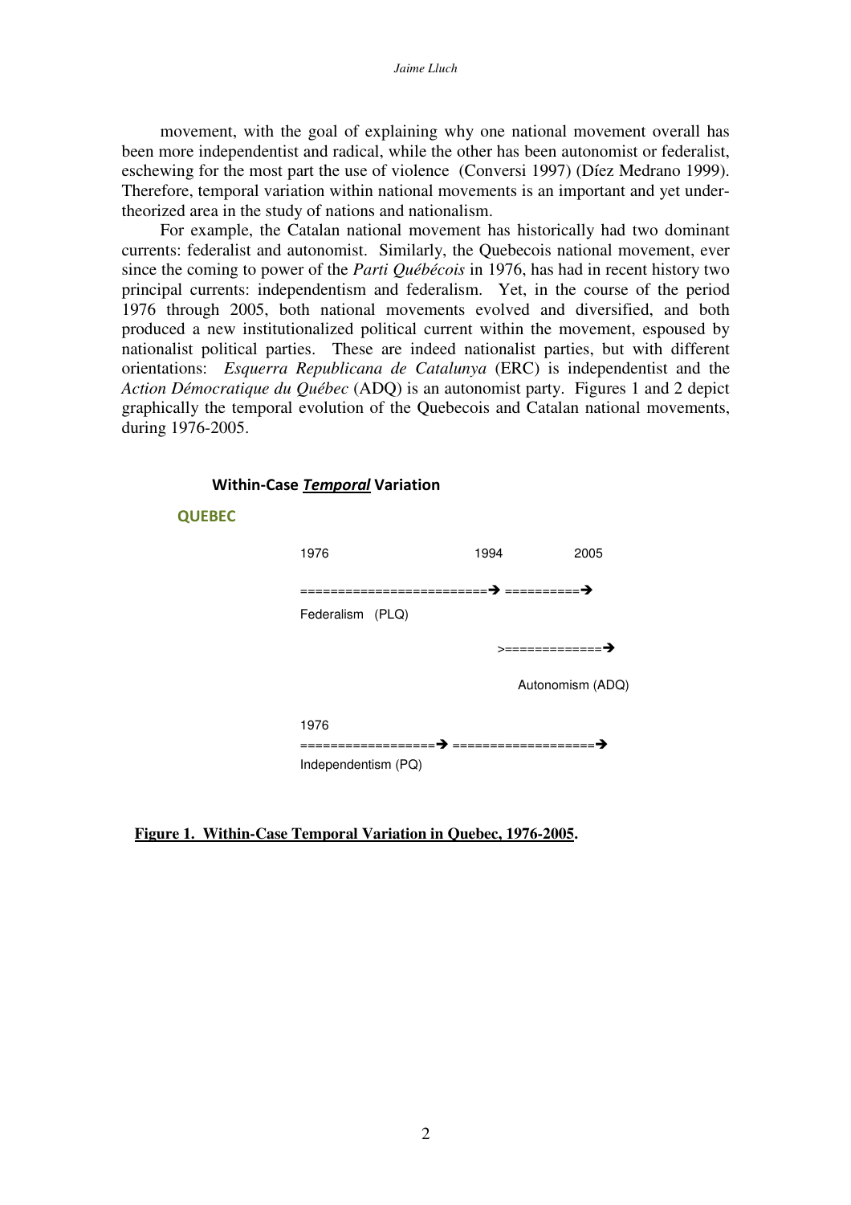movement, with the goal of explaining why one national movement overall has been more independentist and radical, while the other has been autonomist or federalist, eschewing for the most part the use of violence (Conversi 1997) (Díez Medrano 1999). Therefore, temporal variation within national movements is an important and yet under-theorized area in the study of nations and nationalism.

For example, the Catalan national movement has historically had two dominant currents: federalist and autonomist. Similarly, the Quebecois national movement, ever since the coming to power of the *Parti Québécois* in 1976, has had in recent history two principal currents: independentism and federalism. Yet, in the course of the period 1976 through 2005, both national movements evolved and diversified, and both produced a new institutionalized political current within the movement, espoused by nationalist political parties. These are indeed nationalist parties, but with different orientations: *Esquerra Republicana de Catalunya* (ERC) is independentist and the *Action Démocratique du Québec* (ADQ) is an autonomist party. Figures 1 and 2 depict graphically the temporal evolution of the Quebecois and Catalan national movements, during 1976-2005.

**Within-Case *Temporal* Variation**

**QUEBEC**

```
1976                        1994          2005

========================➔ ==========➔
Federalism   (PLQ)

                               >=============➔

                                  Autonomism (ADQ)

1976
==================➔ ===================➔
Independentism (PQ)
```

**Figure 1. Within-Case Temporal Variation in Quebec, 1976-2005.**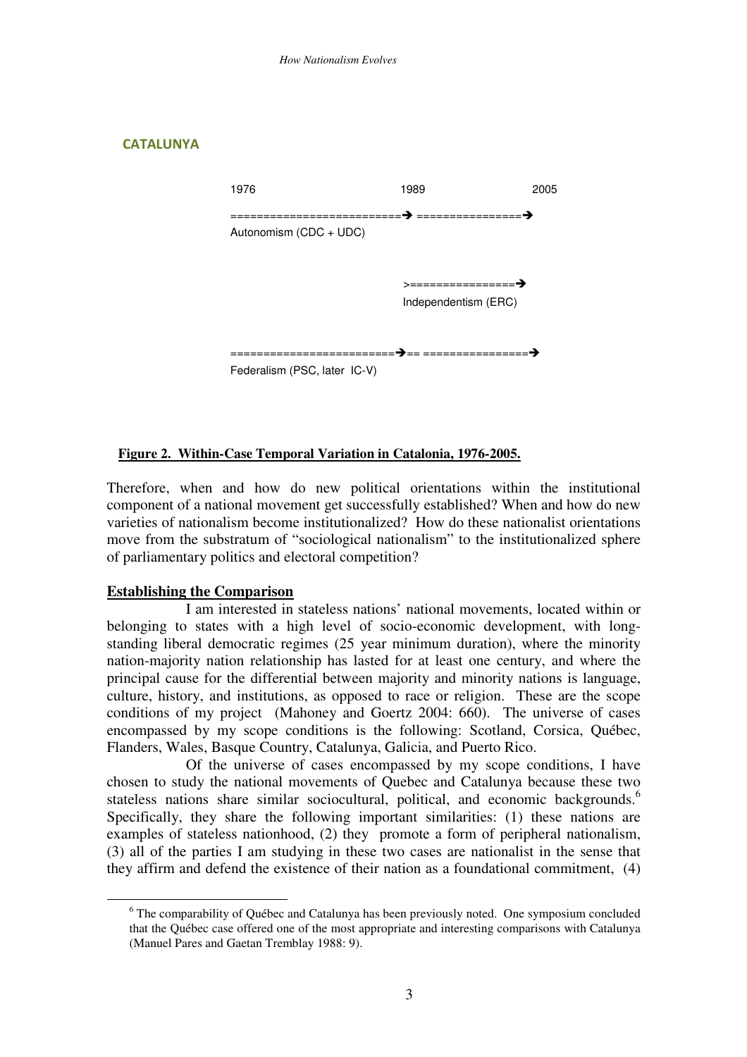**CATALUNYA**

```
1976                              1989                     2005
==========================➔ ================➔
Autonomism (CDC + UDC)

                                  >================➔
                                  Independentism (ERC)

=========================➔== ================➔
Federalism (PSC, later IC-V)
```

**Figure 2. Within-Case Temporal Variation in Catalonia, 1976-2005.**

Therefore, when and how do new political orientations within the institutional component of a national movement get successfully established? When and how do new varieties of nationalism become institutionalized? How do these nationalist orientations move from the substratum of "sociological nationalism" to the institutionalized sphere of parliamentary politics and electoral competition?

## Establishing the Comparison

I am interested in stateless nations' national movements, located within or belonging to states with a high level of socio-economic development, with long-standing liberal democratic regimes (25 year minimum duration), where the minority nation-majority nation relationship has lasted for at least one century, and where the principal cause for the differential between majority and minority nations is language, culture, history, and institutions, as opposed to race or religion. These are the scope conditions of my project (Mahoney and Goertz 2004: 660). The universe of cases encompassed by my scope conditions is the following: Scotland, Corsica, Québec, Flanders, Wales, Basque Country, Catalunya, Galicia, and Puerto Rico.

Of the universe of cases encompassed by my scope conditions, I have chosen to study the national movements of Quebec and Catalunya because these two stateless nations share similar sociocultural, political, and economic backgrounds.[6] Specifically, they share the following important similarities: (1) these nations are examples of stateless nationhood, (2) they promote a form of peripheral nationalism, (3) all of the parties I am studying in these two cases are nationalist in the sense that they affirm and defend the existence of their nation as a foundational commitment, (4)

[6] The comparability of Québec and Catalunya has been previously noted. One symposium concluded that the Québec case offered one of the most appropriate and interesting comparisons with Catalunya (Manuel Pares and Gaetan Tremblay 1988: 9).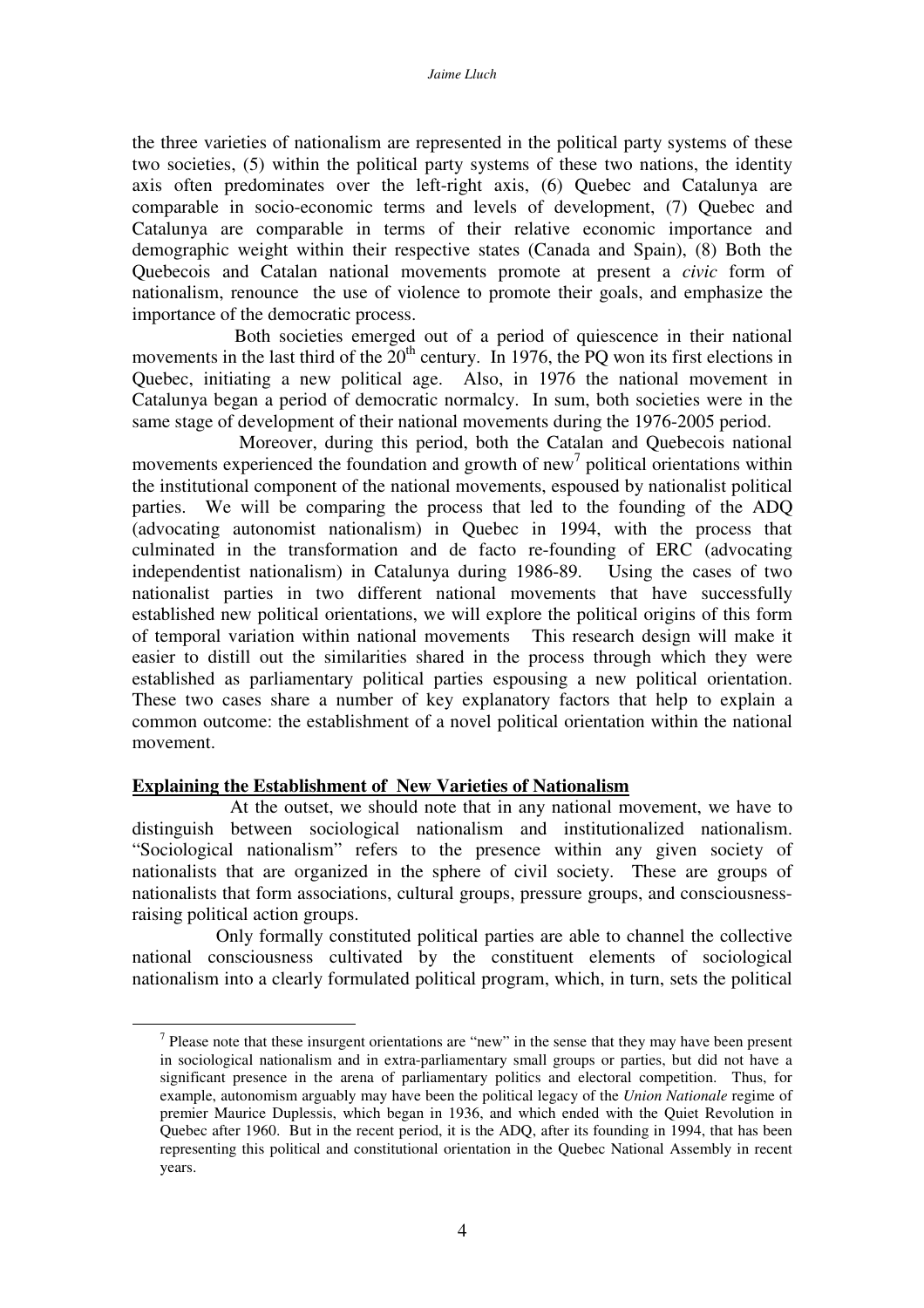the three varieties of nationalism are represented in the political party systems of these two societies, (5) within the political party systems of these two nations, the identity axis often predominates over the left-right axis, (6) Quebec and Catalunya are comparable in socio-economic terms and levels of development, (7) Quebec and Catalunya are comparable in terms of their relative economic importance and demographic weight within their respective states (Canada and Spain), (8) Both the Quebecois and Catalan national movements promote at present a *civic* form of nationalism, renounce the use of violence to promote their goals, and emphasize the importance of the democratic process.

Both societies emerged out of a period of quiescence in their national movements in the last third of the 20th century. In 1976, the PQ won its first elections in Quebec, initiating a new political age. Also, in 1976 the national movement in Catalunya began a period of democratic normalcy. In sum, both societies were in the same stage of development of their national movements during the 1976-2005 period.

Moreover, during this period, both the Catalan and Quebecois national movements experienced the foundation and growth of new[7] political orientations within the institutional component of the national movements, espoused by nationalist political parties. We will be comparing the process that led to the founding of the ADQ (advocating autonomist nationalism) in Quebec in 1994, with the process that culminated in the transformation and de facto re-founding of ERC (advocating independentist nationalism) in Catalunya during 1986-89. Using the cases of two nationalist parties in two different national movements that have successfully established new political orientations, we will explore the political origins of this form of temporal variation within national movements This research design will make it easier to distill out the similarities shared in the process through which they were established as parliamentary political parties espousing a new political orientation. These two cases share a number of key explanatory factors that help to explain a common outcome: the establishment of a novel political orientation within the national movement.

## Explaining the Establishment of New Varieties of Nationalism

At the outset, we should note that in any national movement, we have to distinguish between sociological nationalism and institutionalized nationalism. "Sociological nationalism" refers to the presence within any given society of nationalists that are organized in the sphere of civil society. These are groups of nationalists that form associations, cultural groups, pressure groups, and consciousness-raising political action groups.

Only formally constituted political parties are able to channel the collective national consciousness cultivated by the constituent elements of sociological nationalism into a clearly formulated political program, which, in turn, sets the political

[7] Please note that these insurgent orientations are "new" in the sense that they may have been present in sociological nationalism and in extra-parliamentary small groups or parties, but did not have a significant presence in the arena of parliamentary politics and electoral competition. Thus, for example, autonomism arguably may have been the political legacy of the *Union Nationale* regime of premier Maurice Duplessis, which began in 1936, and which ended with the Quiet Revolution in Quebec after 1960. But in the recent period, it is the ADQ, after its founding in 1994, that has been representing this political and constitutional orientation in the Quebec National Assembly in recent years.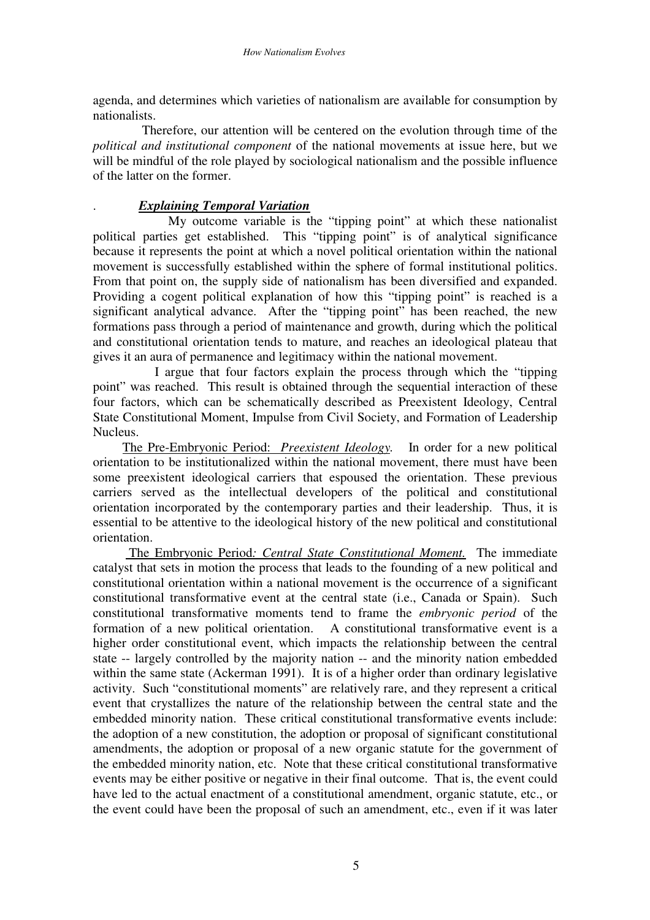agenda, and determines which varieties of nationalism are available for consumption by nationalists.

Therefore, our attention will be centered on the evolution through time of the *political and institutional component* of the national movements at issue here, but we will be mindful of the role played by sociological nationalism and the possible influence of the latter on the former.

### *Explaining Temporal Variation*

My outcome variable is the "tipping point" at which these nationalist political parties get established. This "tipping point" is of analytical significance because it represents the point at which a novel political orientation within the national movement is successfully established within the sphere of formal institutional politics. From that point on, the supply side of nationalism has been diversified and expanded. Providing a cogent political explanation of how this "tipping point" is reached is a significant analytical advance. After the "tipping point" has been reached, the new formations pass through a period of maintenance and growth, during which the political and constitutional orientation tends to mature, and reaches an ideological plateau that gives it an aura of permanence and legitimacy within the national movement.

I argue that four factors explain the process through which the "tipping point" was reached. This result is obtained through the sequential interaction of these four factors, which can be schematically described as Preexistent Ideology, Central State Constitutional Moment, Impulse from Civil Society, and Formation of Leadership Nucleus.

The Pre-Embryonic Period: *Preexistent Ideology.* In order for a new political orientation to be institutionalized within the national movement, there must have been some preexistent ideological carriers that espoused the orientation. These previous carriers served as the intellectual developers of the political and constitutional orientation incorporated by the contemporary parties and their leadership. Thus, it is essential to be attentive to the ideological history of the new political and constitutional orientation.

The Embryonic Period*: Central State Constitutional Moment.* The immediate catalyst that sets in motion the process that leads to the founding of a new political and constitutional orientation within a national movement is the occurrence of a significant constitutional transformative event at the central state (i.e., Canada or Spain). Such constitutional transformative moments tend to frame the *embryonic period* of the formation of a new political orientation. A constitutional transformative event is a higher order constitutional event, which impacts the relationship between the central state -- largely controlled by the majority nation -- and the minority nation embedded within the same state (Ackerman 1991). It is of a higher order than ordinary legislative activity. Such "constitutional moments" are relatively rare, and they represent a critical event that crystallizes the nature of the relationship between the central state and the embedded minority nation. These critical constitutional transformative events include: the adoption of a new constitution, the adoption or proposal of significant constitutional amendments, the adoption or proposal of a new organic statute for the government of the embedded minority nation, etc. Note that these critical constitutional transformative events may be either positive or negative in their final outcome. That is, the event could have led to the actual enactment of a constitutional amendment, organic statute, etc., or the event could have been the proposal of such an amendment, etc., even if it was later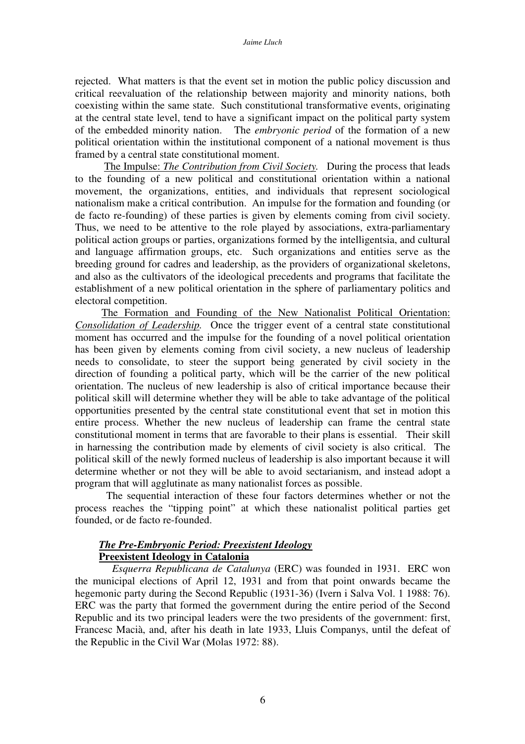rejected. What matters is that the event set in motion the public policy discussion and critical reevaluation of the relationship between majority and minority nations, both coexisting within the same state. Such constitutional transformative events, originating at the central state level, tend to have a significant impact on the political party system of the embedded minority nation. The *embryonic period* of the formation of a new political orientation within the institutional component of a national movement is thus framed by a central state constitutional moment.

<u>The Impulse: *The Contribution from Civil Society.*</u> During the process that leads to the founding of a new political and constitutional orientation within a national movement, the organizations, entities, and individuals that represent sociological nationalism make a critical contribution. An impulse for the formation and founding (or de facto re-founding) of these parties is given by elements coming from civil society. Thus, we need to be attentive to the role played by associations, extra-parliamentary political action groups or parties, organizations formed by the intelligentsia, and cultural and language affirmation groups, etc. Such organizations and entities serve as the breeding ground for cadres and leadership, as the providers of organizational skeletons, and also as the cultivators of the ideological precedents and programs that facilitate the establishment of a new political orientation in the sphere of parliamentary politics and electoral competition.

<u>The Formation and Founding of the New Nationalist Political Orientation: *Consolidation of Leadership.*</u> Once the trigger event of a central state constitutional moment has occurred and the impulse for the founding of a novel political orientation has been given by elements coming from civil society, a new nucleus of leadership needs to consolidate, to steer the support being generated by civil society in the direction of founding a political party, which will be the carrier of the new political orientation. The nucleus of new leadership is also of critical importance because their political skill will determine whether they will be able to take advantage of the political opportunities presented by the central state constitutional event that set in motion this entire process. Whether the new nucleus of leadership can frame the central state constitutional moment in terms that are favorable to their plans is essential. Their skill in harnessing the contribution made by elements of civil society is also critical. The political skill of the newly formed nucleus of leadership is also important because it will determine whether or not they will be able to avoid sectarianism, and instead adopt a program that will agglutinate as many nationalist forces as possible.

The sequential interaction of these four factors determines whether or not the process reaches the "tipping point" at which these nationalist political parties get founded, or de facto re-founded.

### ***<u>The Pre-Embryonic Period: Preexistent Ideology</u>***

#### **<u>Preexistent Ideology in Catalonia</u>**

*Esquerra Republicana de Catalunya* (ERC) was founded in 1931. ERC won the municipal elections of April 12, 1931 and from that point onwards became the hegemonic party during the Second Republic (1931-36) (Ivern i Salva Vol. 1 1988: 76). ERC was the party that formed the government during the entire period of the Second Republic and its two principal leaders were the two presidents of the government: first, Francesc Macià, and, after his death in late 1933, Lluis Companys, until the defeat of the Republic in the Civil War (Molas 1972: 88).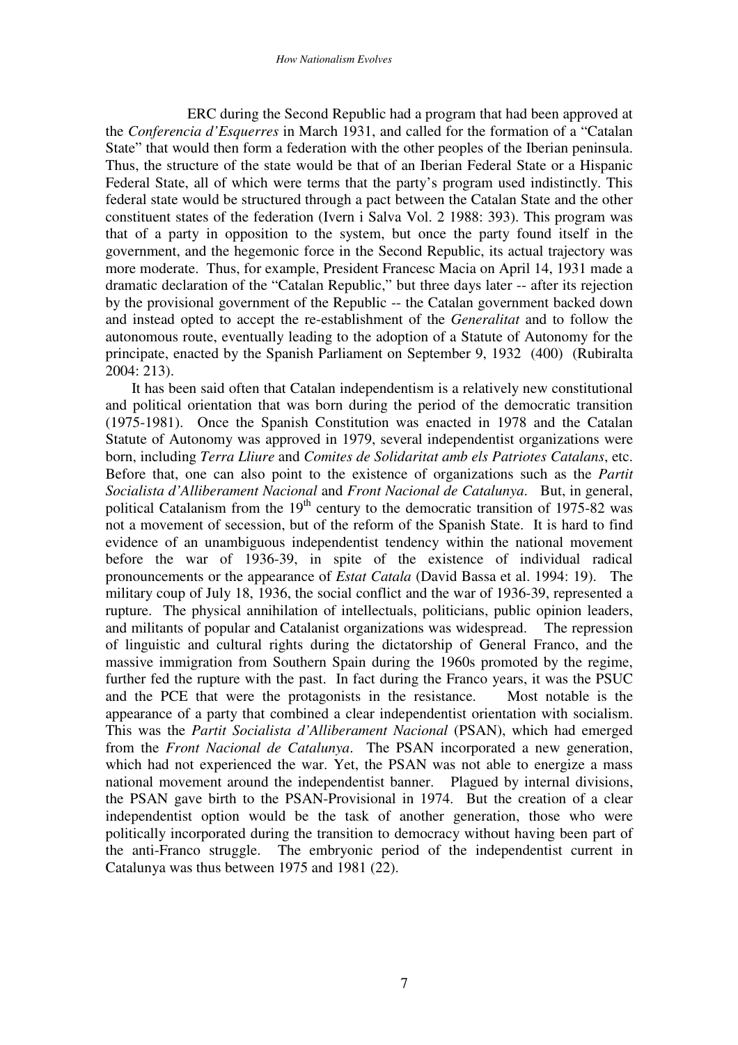ERC during the Second Republic had a program that had been approved at the *Conferencia d'Esquerres* in March 1931, and called for the formation of a "Catalan State" that would then form a federation with the other peoples of the Iberian peninsula. Thus, the structure of the state would be that of an Iberian Federal State or a Hispanic Federal State, all of which were terms that the party's program used indistinctly. This federal state would be structured through a pact between the Catalan State and the other constituent states of the federation (Ivern i Salva Vol. 2 1988: 393). This program was that of a party in opposition to the system, but once the party found itself in the government, and the hegemonic force in the Second Republic, its actual trajectory was more moderate. Thus, for example, President Francesc Macia on April 14, 1931 made a dramatic declaration of the "Catalan Republic," but three days later -- after its rejection by the provisional government of the Republic -- the Catalan government backed down and instead opted to accept the re-establishment of the *Generalitat* and to follow the autonomous route, eventually leading to the adoption of a Statute of Autonomy for the principate, enacted by the Spanish Parliament on September 9, 1932 (400) (Rubiralta 2004: 213).

It has been said often that Catalan independentism is a relatively new constitutional and political orientation that was born during the period of the democratic transition (1975-1981). Once the Spanish Constitution was enacted in 1978 and the Catalan Statute of Autonomy was approved in 1979, several independentist organizations were born, including *Terra Lliure* and *Comites de Solidaritat amb els Patriotes Catalans*, etc. Before that, one can also point to the existence of organizations such as the *Partit Socialista d'Alliberament Nacional* and *Front Nacional de Catalunya*. But, in general, political Catalanism from the 19th century to the democratic transition of 1975-82 was not a movement of secession, but of the reform of the Spanish State. It is hard to find evidence of an unambiguous independentist tendency within the national movement before the war of 1936-39, in spite of the existence of individual radical pronouncements or the appearance of *Estat Catala* (David Bassa et al. 1994: 19). The military coup of July 18, 1936, the social conflict and the war of 1936-39, represented a rupture. The physical annihilation of intellectuals, politicians, public opinion leaders, and militants of popular and Catalanist organizations was widespread. The repression of linguistic and cultural rights during the dictatorship of General Franco, and the massive immigration from Southern Spain during the 1960s promoted by the regime, further fed the rupture with the past. In fact during the Franco years, it was the PSUC and the PCE that were the protagonists in the resistance. Most notable is the appearance of a party that combined a clear independentist orientation with socialism. This was the *Partit Socialista d'Alliberament Nacional* (PSAN), which had emerged from the *Front Nacional de Catalunya*. The PSAN incorporated a new generation, which had not experienced the war. Yet, the PSAN was not able to energize a mass national movement around the independentist banner. Plagued by internal divisions, the PSAN gave birth to the PSAN-Provisional in 1974. But the creation of a clear independentist option would be the task of another generation, those who were politically incorporated during the transition to democracy without having been part of the anti-Franco struggle. The embryonic period of the independentist current in Catalunya was thus between 1975 and 1981 (22).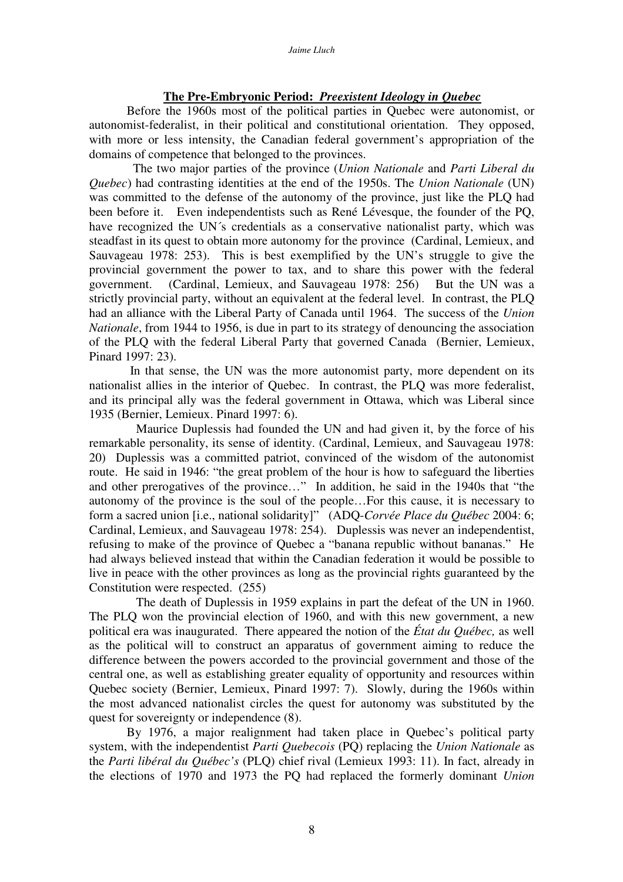## **The Pre-Embryonic Period: *Preexistent Ideology in Quebec***

Before the 1960s most of the political parties in Quebec were autonomist, or autonomist-federalist, in their political and constitutional orientation. They opposed, with more or less intensity, the Canadian federal government's appropriation of the domains of competence that belonged to the provinces.

The two major parties of the province (*Union Nationale* and *Parti Liberal du Quebec*) had contrasting identities at the end of the 1950s. The *Union Nationale* (UN) was committed to the defense of the autonomy of the province, just like the PLQ had been before it. Even independentists such as René Lévesque, the founder of the PQ, have recognized the UN´s credentials as a conservative nationalist party, which was steadfast in its quest to obtain more autonomy for the province (Cardinal, Lemieux, and Sauvageau 1978: 253). This is best exemplified by the UN's struggle to give the provincial government the power to tax, and to share this power with the federal government. (Cardinal, Lemieux, and Sauvageau 1978: 256) But the UN was a strictly provincial party, without an equivalent at the federal level. In contrast, the PLQ had an alliance with the Liberal Party of Canada until 1964. The success of the *Union Nationale*, from 1944 to 1956, is due in part to its strategy of denouncing the association of the PLQ with the federal Liberal Party that governed Canada (Bernier, Lemieux, Pinard 1997: 23).

In that sense, the UN was the more autonomist party, more dependent on its nationalist allies in the interior of Quebec. In contrast, the PLQ was more federalist, and its principal ally was the federal government in Ottawa, which was Liberal since 1935 (Bernier, Lemieux. Pinard 1997: 6).

Maurice Duplessis had founded the UN and had given it, by the force of his remarkable personality, its sense of identity. (Cardinal, Lemieux, and Sauvageau 1978: 20) Duplessis was a committed patriot, convinced of the wisdom of the autonomist route. He said in 1946: "the great problem of the hour is how to safeguard the liberties and other prerogatives of the province…" In addition, he said in the 1940s that "the autonomy of the province is the soul of the people…For this cause, it is necessary to form a sacred union [i.e., national solidarity]" (ADQ-*Corvée Place du Québec* 2004: 6; Cardinal, Lemieux, and Sauvageau 1978: 254). Duplessis was never an independentist, refusing to make of the province of Quebec a "banana republic without bananas." He had always believed instead that within the Canadian federation it would be possible to live in peace with the other provinces as long as the provincial rights guaranteed by the Constitution were respected. (255)

The death of Duplessis in 1959 explains in part the defeat of the UN in 1960. The PLQ won the provincial election of 1960, and with this new government, a new political era was inaugurated. There appeared the notion of the *État du Québec,* as well as the political will to construct an apparatus of government aiming to reduce the difference between the powers accorded to the provincial government and those of the central one, as well as establishing greater equality of opportunity and resources within Quebec society (Bernier, Lemieux, Pinard 1997: 7). Slowly, during the 1960s within the most advanced nationalist circles the quest for autonomy was substituted by the quest for sovereignty or independence (8).

By 1976, a major realignment had taken place in Quebec's political party system, with the independentist *Parti Quebecois* (PQ) replacing the *Union Nationale* as the *Parti libéral du Québec's* (PLQ) chief rival (Lemieux 1993: 11). In fact, already in the elections of 1970 and 1973 the PQ had replaced the formerly dominant *Union*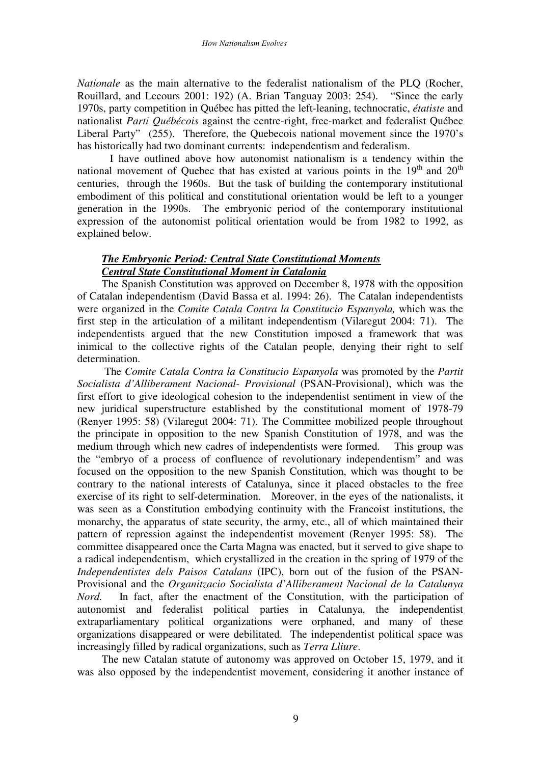*Nationale* as the main alternative to the federalist nationalism of the PLQ (Rocher, Rouillard, and Lecours 2001: 192) (A. Brian Tanguay 2003: 254). "Since the early 1970s, party competition in Québec has pitted the left-leaning, technocratic, *étatiste* and nationalist *Parti Québécois* against the centre-right, free-market and federalist Québec Liberal Party" (255). Therefore, the Quebecois national movement since the 1970's has historically had two dominant currents: independentism and federalism.

I have outlined above how autonomist nationalism is a tendency within the national movement of Quebec that has existed at various points in the 19th and 20th centuries, through the 1960s. But the task of building the contemporary institutional embodiment of this political and constitutional orientation would be left to a younger generation in the 1990s. The embryonic period of the contemporary institutional expression of the autonomist political orientation would be from 1982 to 1992, as explained below.

***The Embryonic Period: Central State Constitutional Moments***

***Central State Constitutional Moment in Catalonia***

The Spanish Constitution was approved on December 8, 1978 with the opposition of Catalan independentism (David Bassa et al. 1994: 26). The Catalan independentists were organized in the *Comite Catala Contra la Constitucio Espanyola,* which was the first step in the articulation of a militant independentism (Vilaregut 2004: 71). The independentists argued that the new Constitution imposed a framework that was inimical to the collective rights of the Catalan people, denying their right to self determination.

The *Comite Catala Contra la Constitucio Espanyola* was promoted by the *Partit Socialista d'Alliberament Nacional- Provisional* (PSAN-Provisional), which was the first effort to give ideological cohesion to the independentist sentiment in view of the new juridical superstructure established by the constitutional moment of 1978-79 (Renyer 1995: 58) (Vilaregut 2004: 71). The Committee mobilized people throughout the principate in opposition to the new Spanish Constitution of 1978, and was the medium through which new cadres of independentists were formed. This group was the "embryo of a process of confluence of revolutionary independentism" and was focused on the opposition to the new Spanish Constitution, which was thought to be contrary to the national interests of Catalunya, since it placed obstacles to the free exercise of its right to self-determination. Moreover, in the eyes of the nationalists, it was seen as a Constitution embodying continuity with the Francoist institutions, the monarchy, the apparatus of state security, the army, etc., all of which maintained their pattern of repression against the independentist movement (Renyer 1995: 58). The committee disappeared once the Carta Magna was enacted, but it served to give shape to a radical independentism, which crystallized in the creation in the spring of 1979 of the *Independentistes dels Paisos Catalans* (IPC), born out of the fusion of the PSAN-Provisional and the *Organitzacio Socialista d'Alliberament Nacional de la Catalunya Nord.* In fact, after the enactment of the Constitution, with the participation of autonomist and federalist political parties in Catalunya, the independentist extraparliamentary political organizations were orphaned, and many of these organizations disappeared or were debilitated. The independentist political space was increasingly filled by radical organizations, such as *Terra Lliure*.

The new Catalan statute of autonomy was approved on October 15, 1979, and it was also opposed by the independentist movement, considering it another instance of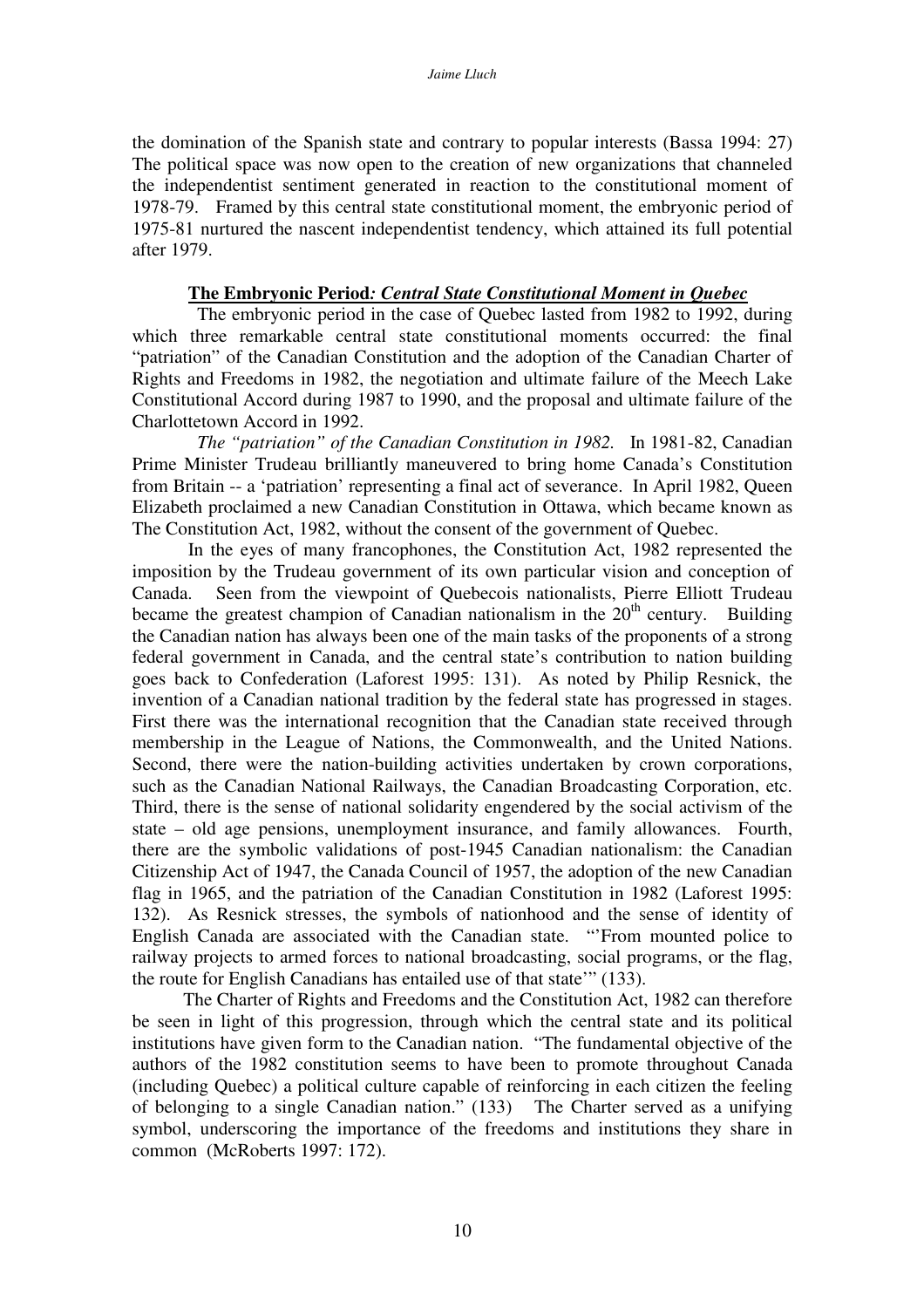the domination of the Spanish state and contrary to popular interests (Bassa 1994: 27) The political space was now open to the creation of new organizations that channeled the independentist sentiment generated in reaction to the constitutional moment of 1978-79. Framed by this central state constitutional moment, the embryonic period of 1975-81 nurtured the nascent independentist tendency, which attained its full potential after 1979.

### **The Embryonic Period*: Central State Constitutional Moment in Quebec***

The embryonic period in the case of Quebec lasted from 1982 to 1992, during which three remarkable central state constitutional moments occurred: the final "patriation" of the Canadian Constitution and the adoption of the Canadian Charter of Rights and Freedoms in 1982, the negotiation and ultimate failure of the Meech Lake Constitutional Accord during 1987 to 1990, and the proposal and ultimate failure of the Charlottetown Accord in 1992.

*The "patriation" of the Canadian Constitution in 1982.* In 1981-82, Canadian Prime Minister Trudeau brilliantly maneuvered to bring home Canada's Constitution from Britain -- a 'patriation' representing a final act of severance. In April 1982, Queen Elizabeth proclaimed a new Canadian Constitution in Ottawa, which became known as The Constitution Act, 1982, without the consent of the government of Quebec.

In the eyes of many francophones, the Constitution Act, 1982 represented the imposition by the Trudeau government of its own particular vision and conception of Canada. Seen from the viewpoint of Quebecois nationalists, Pierre Elliott Trudeau became the greatest champion of Canadian nationalism in the 20th century. Building the Canadian nation has always been one of the main tasks of the proponents of a strong federal government in Canada, and the central state's contribution to nation building goes back to Confederation (Laforest 1995: 131). As noted by Philip Resnick, the invention of a Canadian national tradition by the federal state has progressed in stages. First there was the international recognition that the Canadian state received through membership in the League of Nations, the Commonwealth, and the United Nations. Second, there were the nation-building activities undertaken by crown corporations, such as the Canadian National Railways, the Canadian Broadcasting Corporation, etc. Third, there is the sense of national solidarity engendered by the social activism of the state – old age pensions, unemployment insurance, and family allowances. Fourth, there are the symbolic validations of post-1945 Canadian nationalism: the Canadian Citizenship Act of 1947, the Canada Council of 1957, the adoption of the new Canadian flag in 1965, and the patriation of the Canadian Constitution in 1982 (Laforest 1995: 132). As Resnick stresses, the symbols of nationhood and the sense of identity of English Canada are associated with the Canadian state. "'From mounted police to railway projects to armed forces to national broadcasting, social programs, or the flag, the route for English Canadians has entailed use of that state'" (133).

The Charter of Rights and Freedoms and the Constitution Act, 1982 can therefore be seen in light of this progression, through which the central state and its political institutions have given form to the Canadian nation. "The fundamental objective of the authors of the 1982 constitution seems to have been to promote throughout Canada (including Quebec) a political culture capable of reinforcing in each citizen the feeling of belonging to a single Canadian nation." (133) The Charter served as a unifying symbol, underscoring the importance of the freedoms and institutions they share in common (McRoberts 1997: 172).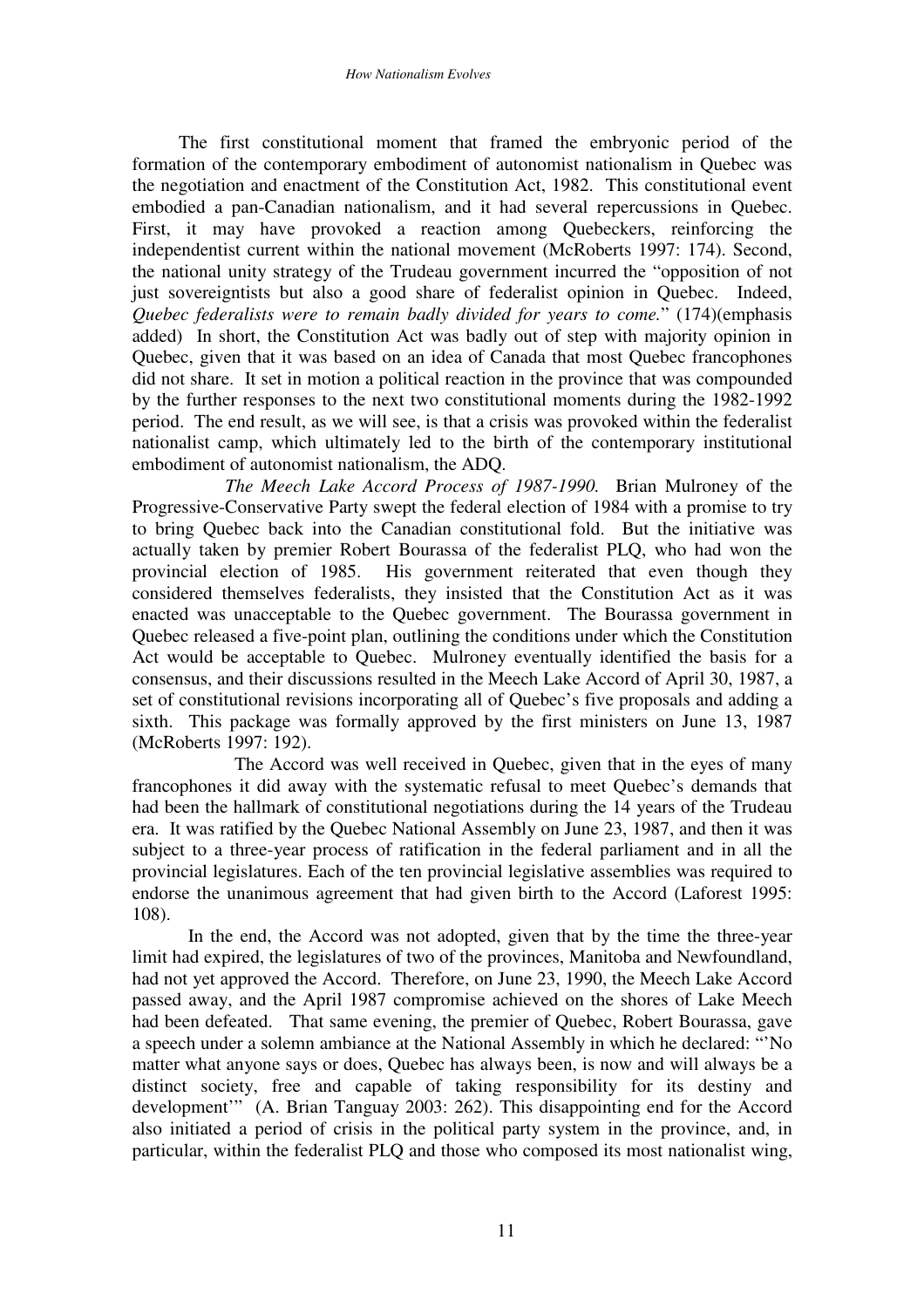The first constitutional moment that framed the embryonic period of the formation of the contemporary embodiment of autonomist nationalism in Quebec was the negotiation and enactment of the Constitution Act, 1982. This constitutional event embodied a pan-Canadian nationalism, and it had several repercussions in Quebec. First, it may have provoked a reaction among Quebeckers, reinforcing the independentist current within the national movement (McRoberts 1997: 174). Second, the national unity strategy of the Trudeau government incurred the "opposition of not just sovereigntists but also a good share of federalist opinion in Quebec. Indeed, *Quebec federalists were to remain badly divided for years to come.*" (174)(emphasis added) In short, the Constitution Act was badly out of step with majority opinion in Quebec, given that it was based on an idea of Canada that most Quebec francophones did not share. It set in motion a political reaction in the province that was compounded by the further responses to the next two constitutional moments during the 1982-1992 period. The end result, as we will see, is that a crisis was provoked within the federalist nationalist camp, which ultimately led to the birth of the contemporary institutional embodiment of autonomist nationalism, the ADQ.

*The Meech Lake Accord Process of 1987-1990.* Brian Mulroney of the Progressive-Conservative Party swept the federal election of 1984 with a promise to try to bring Quebec back into the Canadian constitutional fold. But the initiative was actually taken by premier Robert Bourassa of the federalist PLQ, who had won the provincial election of 1985. His government reiterated that even though they considered themselves federalists, they insisted that the Constitution Act as it was enacted was unacceptable to the Quebec government. The Bourassa government in Quebec released a five-point plan, outlining the conditions under which the Constitution Act would be acceptable to Quebec. Mulroney eventually identified the basis for a consensus, and their discussions resulted in the Meech Lake Accord of April 30, 1987, a set of constitutional revisions incorporating all of Quebec's five proposals and adding a sixth. This package was formally approved by the first ministers on June 13, 1987 (McRoberts 1997: 192).

The Accord was well received in Quebec, given that in the eyes of many francophones it did away with the systematic refusal to meet Quebec's demands that had been the hallmark of constitutional negotiations during the 14 years of the Trudeau era. It was ratified by the Quebec National Assembly on June 23, 1987, and then it was subject to a three-year process of ratification in the federal parliament and in all the provincial legislatures. Each of the ten provincial legislative assemblies was required to endorse the unanimous agreement that had given birth to the Accord (Laforest 1995: 108).

In the end, the Accord was not adopted, given that by the time the three-year limit had expired, the legislatures of two of the provinces, Manitoba and Newfoundland, had not yet approved the Accord. Therefore, on June 23, 1990, the Meech Lake Accord passed away, and the April 1987 compromise achieved on the shores of Lake Meech had been defeated. That same evening, the premier of Quebec, Robert Bourassa, gave a speech under a solemn ambiance at the National Assembly in which he declared: "'No matter what anyone says or does, Quebec has always been, is now and will always be a distinct society, free and capable of taking responsibility for its destiny and development'" (A. Brian Tanguay 2003: 262). This disappointing end for the Accord also initiated a period of crisis in the political party system in the province, and, in particular, within the federalist PLQ and those who composed its most nationalist wing,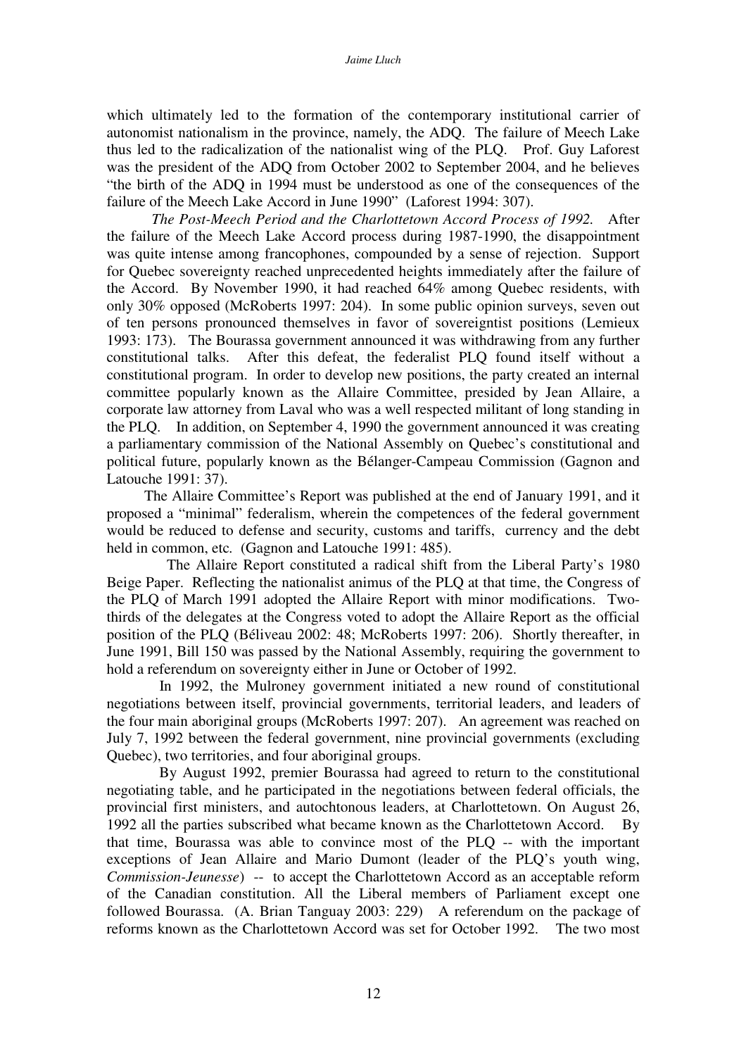which ultimately led to the formation of the contemporary institutional carrier of autonomist nationalism in the province, namely, the ADQ. The failure of Meech Lake thus led to the radicalization of the nationalist wing of the PLQ. Prof. Guy Laforest was the president of the ADQ from October 2002 to September 2004, and he believes "the birth of the ADQ in 1994 must be understood as one of the consequences of the failure of the Meech Lake Accord in June 1990" (Laforest 1994: 307).

*The Post-Meech Period and the Charlottetown Accord Process of 1992.* After the failure of the Meech Lake Accord process during 1987-1990, the disappointment was quite intense among francophones, compounded by a sense of rejection. Support for Quebec sovereignty reached unprecedented heights immediately after the failure of the Accord. By November 1990, it had reached 64% among Quebec residents, with only 30% opposed (McRoberts 1997: 204). In some public opinion surveys, seven out of ten persons pronounced themselves in favor of sovereigntist positions (Lemieux 1993: 173). The Bourassa government announced it was withdrawing from any further constitutional talks. After this defeat, the federalist PLQ found itself without a constitutional program. In order to develop new positions, the party created an internal committee popularly known as the Allaire Committee, presided by Jean Allaire, a corporate law attorney from Laval who was a well respected militant of long standing in the PLQ. In addition, on September 4, 1990 the government announced it was creating a parliamentary commission of the National Assembly on Quebec's constitutional and political future, popularly known as the Bélanger-Campeau Commission (Gagnon and Latouche 1991: 37).

The Allaire Committee's Report was published at the end of January 1991, and it proposed a "minimal" federalism, wherein the competences of the federal government would be reduced to defense and security, customs and tariffs, currency and the debt held in common, etc. (Gagnon and Latouche 1991: 485).

The Allaire Report constituted a radical shift from the Liberal Party's 1980 Beige Paper. Reflecting the nationalist animus of the PLQ at that time, the Congress of the PLQ of March 1991 adopted the Allaire Report with minor modifications. Two-thirds of the delegates at the Congress voted to adopt the Allaire Report as the official position of the PLQ (Béliveau 2002: 48; McRoberts 1997: 206). Shortly thereafter, in June 1991, Bill 150 was passed by the National Assembly, requiring the government to hold a referendum on sovereignty either in June or October of 1992.

In 1992, the Mulroney government initiated a new round of constitutional negotiations between itself, provincial governments, territorial leaders, and leaders of the four main aboriginal groups (McRoberts 1997: 207). An agreement was reached on July 7, 1992 between the federal government, nine provincial governments (excluding Quebec), two territories, and four aboriginal groups.

By August 1992, premier Bourassa had agreed to return to the constitutional negotiating table, and he participated in the negotiations between federal officials, the provincial first ministers, and autochtonous leaders, at Charlottetown. On August 26, 1992 all the parties subscribed what became known as the Charlottetown Accord. By that time, Bourassa was able to convince most of the PLQ -- with the important exceptions of Jean Allaire and Mario Dumont (leader of the PLQ's youth wing, *Commission-Jeunesse*) -- to accept the Charlottetown Accord as an acceptable reform of the Canadian constitution. All the Liberal members of Parliament except one followed Bourassa. (A. Brian Tanguay 2003: 229) A referendum on the package of reforms known as the Charlottetown Accord was set for October 1992. The two most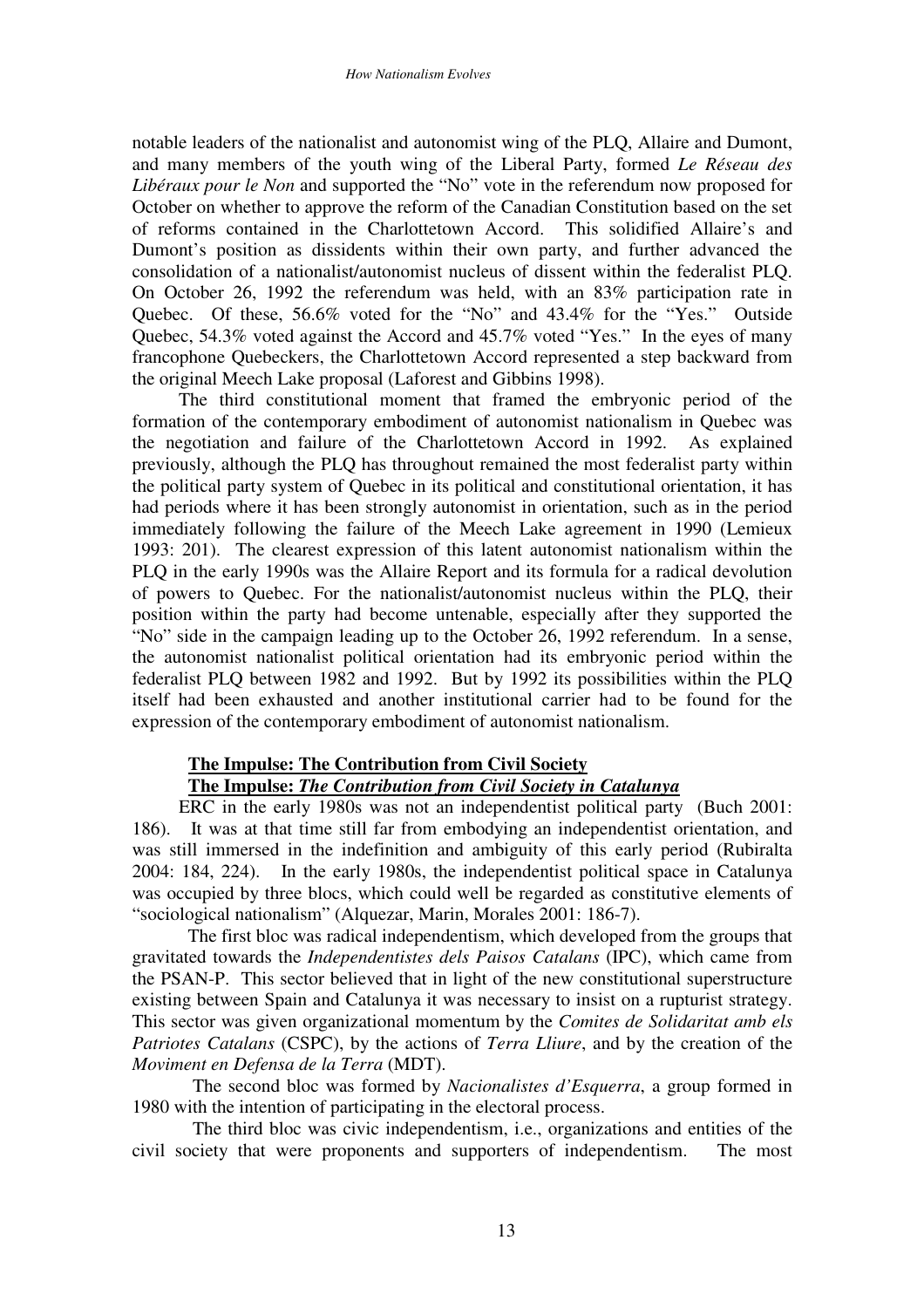notable leaders of the nationalist and autonomist wing of the PLQ, Allaire and Dumont, and many members of the youth wing of the Liberal Party, formed *Le Réseau des Libéraux pour le Non* and supported the "No" vote in the referendum now proposed for October on whether to approve the reform of the Canadian Constitution based on the set of reforms contained in the Charlottetown Accord. This solidified Allaire's and Dumont's position as dissidents within their own party, and further advanced the consolidation of a nationalist/autonomist nucleus of dissent within the federalist PLQ. On October 26, 1992 the referendum was held, with an 83% participation rate in Quebec. Of these, 56.6% voted for the "No" and 43.4% for the "Yes." Outside Quebec, 54.3% voted against the Accord and 45.7% voted "Yes." In the eyes of many francophone Quebeckers, the Charlottetown Accord represented a step backward from the original Meech Lake proposal (Laforest and Gibbins 1998).

The third constitutional moment that framed the embryonic period of the formation of the contemporary embodiment of autonomist nationalism in Quebec was the negotiation and failure of the Charlottetown Accord in 1992. As explained previously, although the PLQ has throughout remained the most federalist party within the political party system of Quebec in its political and constitutional orientation, it has had periods where it has been strongly autonomist in orientation, such as in the period immediately following the failure of the Meech Lake agreement in 1990 (Lemieux 1993: 201). The clearest expression of this latent autonomist nationalism within the PLQ in the early 1990s was the Allaire Report and its formula for a radical devolution of powers to Quebec. For the nationalist/autonomist nucleus within the PLQ, their position within the party had become untenable, especially after they supported the "No" side in the campaign leading up to the October 26, 1992 referendum. In a sense, the autonomist nationalist political orientation had its embryonic period within the federalist PLQ between 1982 and 1992. But by 1992 its possibilities within the PLQ itself had been exhausted and another institutional carrier had to be found for the expression of the contemporary embodiment of autonomist nationalism.

## The Impulse: The Contribution from Civil Society

### The Impulse: *The Contribution from Civil Society in Catalunya*

ERC in the early 1980s was not an independentist political party (Buch 2001: 186). It was at that time still far from embodying an independentist orientation, and was still immersed in the indefinition and ambiguity of this early period (Rubiralta 2004: 184, 224). In the early 1980s, the independentist political space in Catalunya was occupied by three blocs, which could well be regarded as constitutive elements of "sociological nationalism" (Alquezar, Marin, Morales 2001: 186-7).

The first bloc was radical independentism, which developed from the groups that gravitated towards the *Independentistes dels Paisos Catalans* (IPC), which came from the PSAN-P. This sector believed that in light of the new constitutional superstructure existing between Spain and Catalunya it was necessary to insist on a rupturist strategy. This sector was given organizational momentum by the *Comites de Solidaritat amb els Patriotes Catalans* (CSPC), by the actions of *Terra Lliure*, and by the creation of the *Moviment en Defensa de la Terra* (MDT).

The second bloc was formed by *Nacionalistes d'Esquerra*, a group formed in 1980 with the intention of participating in the electoral process.

The third bloc was civic independentism, i.e., organizations and entities of the civil society that were proponents and supporters of independentism. The most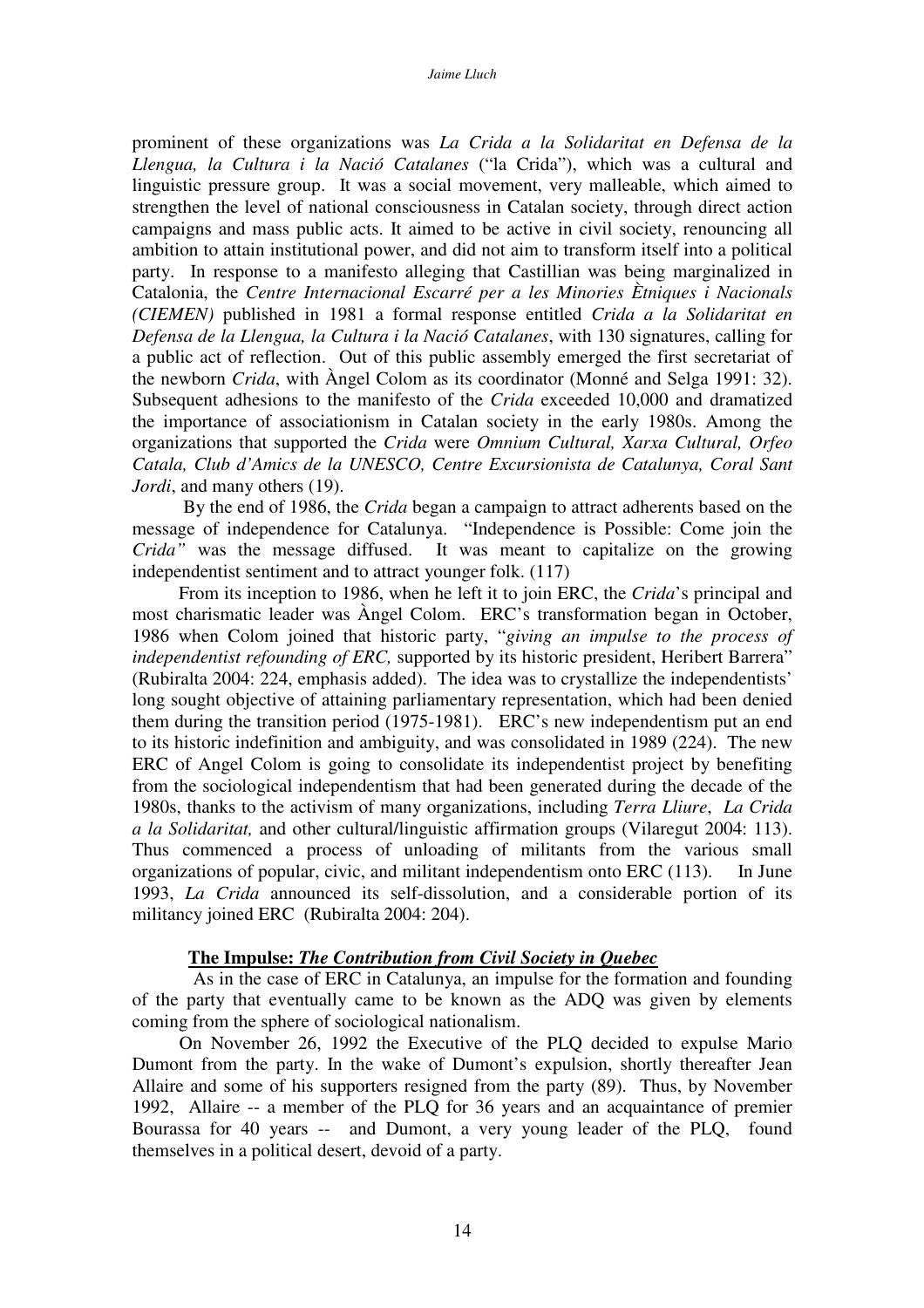prominent of these organizations was *La Crida a la Solidaritat en Defensa de la Llengua, la Cultura i la Nació Catalanes* ("la Crida"), which was a cultural and linguistic pressure group. It was a social movement, very malleable, which aimed to strengthen the level of national consciousness in Catalan society, through direct action campaigns and mass public acts. It aimed to be active in civil society, renouncing all ambition to attain institutional power, and did not aim to transform itself into a political party. In response to a manifesto alleging that Castillian was being marginalized in Catalonia, the *Centre Internacional Escarré per a les Minories Ètniques i Nacionals (CIEMEN)* published in 1981 a formal response entitled *Crida a la Solidaritat en Defensa de la Llengua, la Cultura i la Nació Catalanes*, with 130 signatures, calling for a public act of reflection. Out of this public assembly emerged the first secretariat of the newborn *Crida*, with Àngel Colom as its coordinator (Monné and Selga 1991: 32). Subsequent adhesions to the manifesto of the *Crida* exceeded 10,000 and dramatized the importance of associationism in Catalan society in the early 1980s. Among the organizations that supported the *Crida* were *Omnium Cultural, Xarxa Cultural, Orfeo Catala, Club d'Amics de la UNESCO, Centre Excursionista de Catalunya, Coral Sant Jordi*, and many others (19).

By the end of 1986, the *Crida* began a campaign to attract adherents based on the message of independence for Catalunya. "Independence is Possible: Come join the *Crida"* was the message diffused. It was meant to capitalize on the growing independentist sentiment and to attract younger folk. (117)

From its inception to 1986, when he left it to join ERC, the *Crida*'s principal and most charismatic leader was Àngel Colom. ERC's transformation began in October, 1986 when Colom joined that historic party, "*giving an impulse to the process of independentist refounding of ERC,* supported by its historic president, Heribert Barrera" (Rubiralta 2004: 224, emphasis added). The idea was to crystallize the independentists' long sought objective of attaining parliamentary representation, which had been denied them during the transition period (1975-1981). ERC's new independentism put an end to its historic indefinition and ambiguity, and was consolidated in 1989 (224). The new ERC of Angel Colom is going to consolidate its independentist project by benefiting from the sociological independentism that had been generated during the decade of the 1980s, thanks to the activism of many organizations, including *Terra Lliure*, *La Crida a la Solidaritat,* and other cultural/linguistic affirmation groups (Vilaregut 2004: 113). Thus commenced a process of unloading of militants from the various small organizations of popular, civic, and militant independentism onto ERC (113). In June 1993, *La Crida* announced its self-dissolution, and a considerable portion of its militancy joined ERC (Rubiralta 2004: 204).

## **The Impulse:** ***The Contribution from Civil Society in Quebec***

As in the case of ERC in Catalunya, an impulse for the formation and founding of the party that eventually came to be known as the ADQ was given by elements coming from the sphere of sociological nationalism.

On November 26, 1992 the Executive of the PLQ decided to expulse Mario Dumont from the party. In the wake of Dumont's expulsion, shortly thereafter Jean Allaire and some of his supporters resigned from the party (89). Thus, by November 1992, Allaire -- a member of the PLQ for 36 years and an acquaintance of premier Bourassa for 40 years -- and Dumont, a very young leader of the PLQ, found themselves in a political desert, devoid of a party.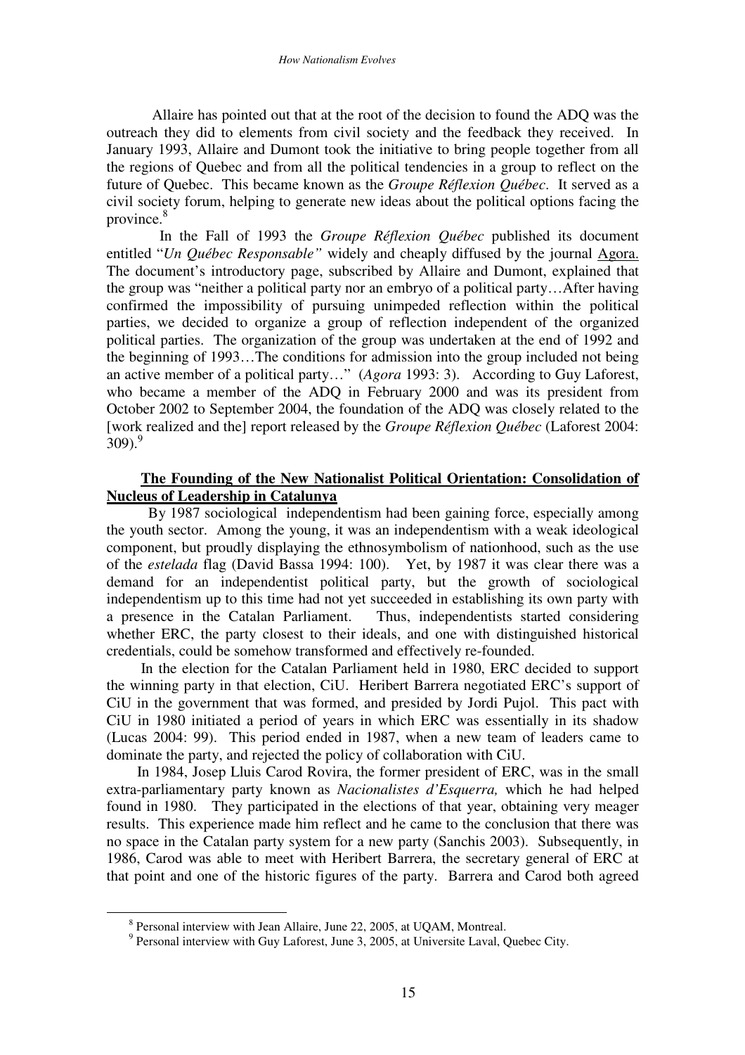Allaire has pointed out that at the root of the decision to found the ADQ was the outreach they did to elements from civil society and the feedback they received. In January 1993, Allaire and Dumont took the initiative to bring people together from all the regions of Quebec and from all the political tendencies in a group to reflect on the future of Quebec. This became known as the *Groupe Réflexion Québec*. It served as a civil society forum, helping to generate new ideas about the political options facing the province.[8]

In the Fall of 1993 the *Groupe Réflexion Québec* published its document entitled "*Un Québec Responsable"* widely and cheaply diffused by the journal Agora. The document's introductory page, subscribed by Allaire and Dumont, explained that the group was "neither a political party nor an embryo of a political party…After having confirmed the impossibility of pursuing unimpeded reflection within the political parties, we decided to organize a group of reflection independent of the organized political parties. The organization of the group was undertaken at the end of 1992 and the beginning of 1993…The conditions for admission into the group included not being an active member of a political party…" (*Agora* 1993: 3). According to Guy Laforest, who became a member of the ADQ in February 2000 and was its president from October 2002 to September 2004, the foundation of the ADQ was closely related to the [work realized and the] report released by the *Groupe Réflexion Québec* (Laforest 2004: 309).[9]

**The Founding of the New Nationalist Political Orientation: Consolidation of Nucleus of Leadership in Catalunya**

By 1987 sociological independentism had been gaining force, especially among the youth sector. Among the young, it was an independentism with a weak ideological component, but proudly displaying the ethnosymbolism of nationhood, such as the use of the *estelada* flag (David Bassa 1994: 100). Yet, by 1987 it was clear there was a demand for an independentist political party, but the growth of sociological independentism up to this time had not yet succeeded in establishing its own party with a presence in the Catalan Parliament. Thus, independentists started considering whether ERC, the party closest to their ideals, and one with distinguished historical credentials, could be somehow transformed and effectively re-founded.

In the election for the Catalan Parliament held in 1980, ERC decided to support the winning party in that election, CiU. Heribert Barrera negotiated ERC's support of CiU in the government that was formed, and presided by Jordi Pujol. This pact with CiU in 1980 initiated a period of years in which ERC was essentially in its shadow (Lucas 2004: 99). This period ended in 1987, when a new team of leaders came to dominate the party, and rejected the policy of collaboration with CiU.

In 1984, Josep Lluis Carod Rovira, the former president of ERC, was in the small extra-parliamentary party known as *Nacionalistes d'Esquerra,* which he had helped found in 1980. They participated in the elections of that year, obtaining very meager results. This experience made him reflect and he came to the conclusion that there was no space in the Catalan party system for a new party (Sanchis 2003). Subsequently, in 1986, Carod was able to meet with Heribert Barrera, the secretary general of ERC at that point and one of the historic figures of the party. Barrera and Carod both agreed

[8] Personal interview with Jean Allaire, June 22, 2005, at UQAM, Montreal.

[9] Personal interview with Guy Laforest, June 3, 2005, at Universite Laval, Quebec City.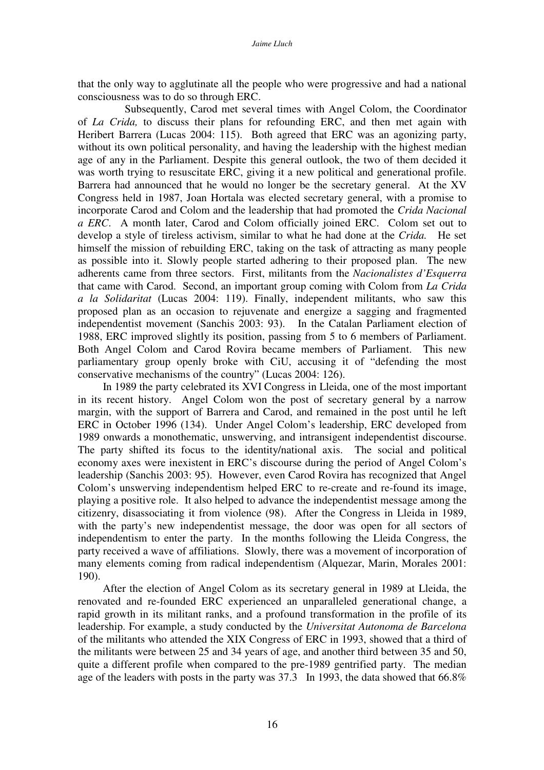that the only way to agglutinate all the people who were progressive and had a national consciousness was to do so through ERC.

Subsequently, Carod met several times with Angel Colom, the Coordinator of *La Crida,* to discuss their plans for refounding ERC, and then met again with Heribert Barrera (Lucas 2004: 115). Both agreed that ERC was an agonizing party, without its own political personality, and having the leadership with the highest median age of any in the Parliament. Despite this general outlook, the two of them decided it was worth trying to resuscitate ERC, giving it a new political and generational profile. Barrera had announced that he would no longer be the secretary general. At the XV Congress held in 1987, Joan Hortala was elected secretary general, with a promise to incorporate Carod and Colom and the leadership that had promoted the *Crida Nacional a ERC*. A month later, Carod and Colom officially joined ERC. Colom set out to develop a style of tireless activism, similar to what he had done at the *Crida.* He set himself the mission of rebuilding ERC, taking on the task of attracting as many people as possible into it. Slowly people started adhering to their proposed plan. The new adherents came from three sectors. First, militants from the *Nacionalistes d'Esquerra* that came with Carod. Second, an important group coming with Colom from *La Crida a la Solidaritat* (Lucas 2004: 119). Finally, independent militants, who saw this proposed plan as an occasion to rejuvenate and energize a sagging and fragmented independentist movement (Sanchis 2003: 93). In the Catalan Parliament election of 1988, ERC improved slightly its position, passing from 5 to 6 members of Parliament. Both Angel Colom and Carod Rovira became members of Parliament. This new parliamentary group openly broke with CiU, accusing it of "defending the most conservative mechanisms of the country" (Lucas 2004: 126).

In 1989 the party celebrated its XVI Congress in Lleida, one of the most important in its recent history. Angel Colom won the post of secretary general by a narrow margin, with the support of Barrera and Carod, and remained in the post until he left ERC in October 1996 (134). Under Angel Colom's leadership, ERC developed from 1989 onwards a monothematic, unswerving, and intransigent independentist discourse. The party shifted its focus to the identity/national axis. The social and political economy axes were inexistent in ERC's discourse during the period of Angel Colom's leadership (Sanchis 2003: 95). However, even Carod Rovira has recognized that Angel Colom's unswerving independentism helped ERC to re-create and re-found its image, playing a positive role. It also helped to advance the independentist message among the citizenry, disassociating it from violence (98). After the Congress in Lleida in 1989, with the party's new independentist message, the door was open for all sectors of independentism to enter the party. In the months following the Lleida Congress, the party received a wave of affiliations. Slowly, there was a movement of incorporation of many elements coming from radical independentism (Alquezar, Marin, Morales 2001: 190).

After the election of Angel Colom as its secretary general in 1989 at Lleida, the renovated and re-founded ERC experienced an unparalleled generational change, a rapid growth in its militant ranks, and a profound transformation in the profile of its leadership. For example, a study conducted by the *Universitat Autonoma de Barcelona* of the militants who attended the XIX Congress of ERC in 1993, showed that a third of the militants were between 25 and 34 years of age, and another third between 35 and 50, quite a different profile when compared to the pre-1989 gentrified party. The median age of the leaders with posts in the party was 37.3 In 1993, the data showed that 66.8%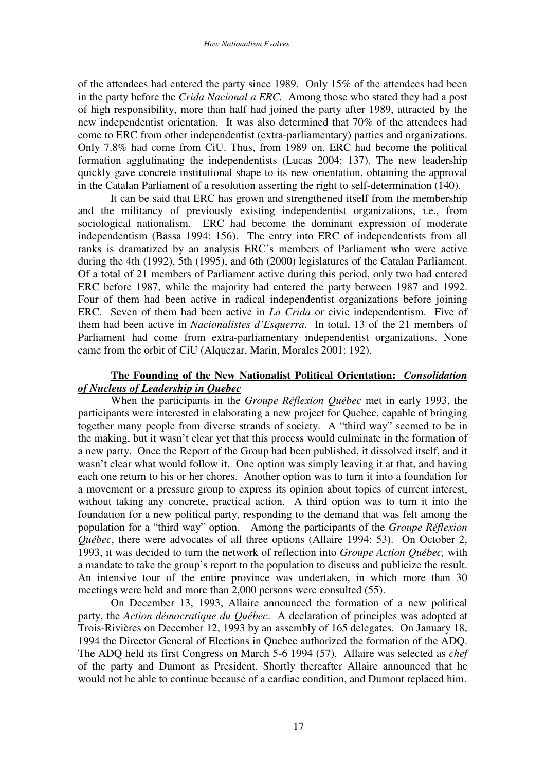of the attendees had entered the party since 1989. Only 15% of the attendees had been in the party before the *Crida Nacional a ERC*. Among those who stated they had a post of high responsibility, more than half had joined the party after 1989, attracted by the new independentist orientation. It was also determined that 70% of the attendees had come to ERC from other independentist (extra-parliamentary) parties and organizations. Only 7.8% had come from CiU. Thus, from 1989 on, ERC had become the political formation agglutinating the independentists (Lucas 2004: 137). The new leadership quickly gave concrete institutional shape to its new orientation, obtaining the approval in the Catalan Parliament of a resolution asserting the right to self-determination (140).

It can be said that ERC has grown and strengthened itself from the membership and the militancy of previously existing independentist organizations, i.e., from sociological nationalism. ERC had become the dominant expression of moderate independentism (Bassa 1994: 156). The entry into ERC of independentists from all ranks is dramatized by an analysis ERC's members of Parliament who were active during the 4th (1992), 5th (1995), and 6th (2000) legislatures of the Catalan Parliament. Of a total of 21 members of Parliament active during this period, only two had entered ERC before 1987, while the majority had entered the party between 1987 and 1992. Four of them had been active in radical independentist organizations before joining ERC. Seven of them had been active in *La Crida* or civic independentism. Five of them had been active in *Nacionalistes d'Esquerra*. In total, 13 of the 21 members of Parliament had come from extra-parliamentary independentist organizations. None came from the orbit of CiU (Alquezar, Marin, Morales 2001: 192).

**The Founding of the New Nationalist Political Orientation: *Consolidation of Nucleus of Leadership in Quebec***

When the participants in the *Groupe Réflexion Québec* met in early 1993, the participants were interested in elaborating a new project for Quebec, capable of bringing together many people from diverse strands of society. A "third way" seemed to be in the making, but it wasn't clear yet that this process would culminate in the formation of a new party. Once the Report of the Group had been published, it dissolved itself, and it wasn't clear what would follow it. One option was simply leaving it at that, and having each one return to his or her chores. Another option was to turn it into a foundation for a movement or a pressure group to express its opinion about topics of current interest, without taking any concrete, practical action. A third option was to turn it into the foundation for a new political party, responding to the demand that was felt among the population for a "third way" option. Among the participants of the *Groupe Réflexion Québec*, there were advocates of all three options (Allaire 1994: 53). On October 2, 1993, it was decided to turn the network of reflection into *Groupe Action Québec,* with a mandate to take the group's report to the population to discuss and publicize the result. An intensive tour of the entire province was undertaken, in which more than 30 meetings were held and more than 2,000 persons were consulted (55).

On December 13, 1993, Allaire announced the formation of a new political party, the *Action démocratique du Québec*. A declaration of principles was adopted at Trois-Rivières on December 12, 1993 by an assembly of 165 delegates. On January 18, 1994 the Director General of Elections in Quebec authorized the formation of the ADQ. The ADQ held its first Congress on March 5-6 1994 (57). Allaire was selected as *chef* of the party and Dumont as President. Shortly thereafter Allaire announced that he would not be able to continue because of a cardiac condition, and Dumont replaced him.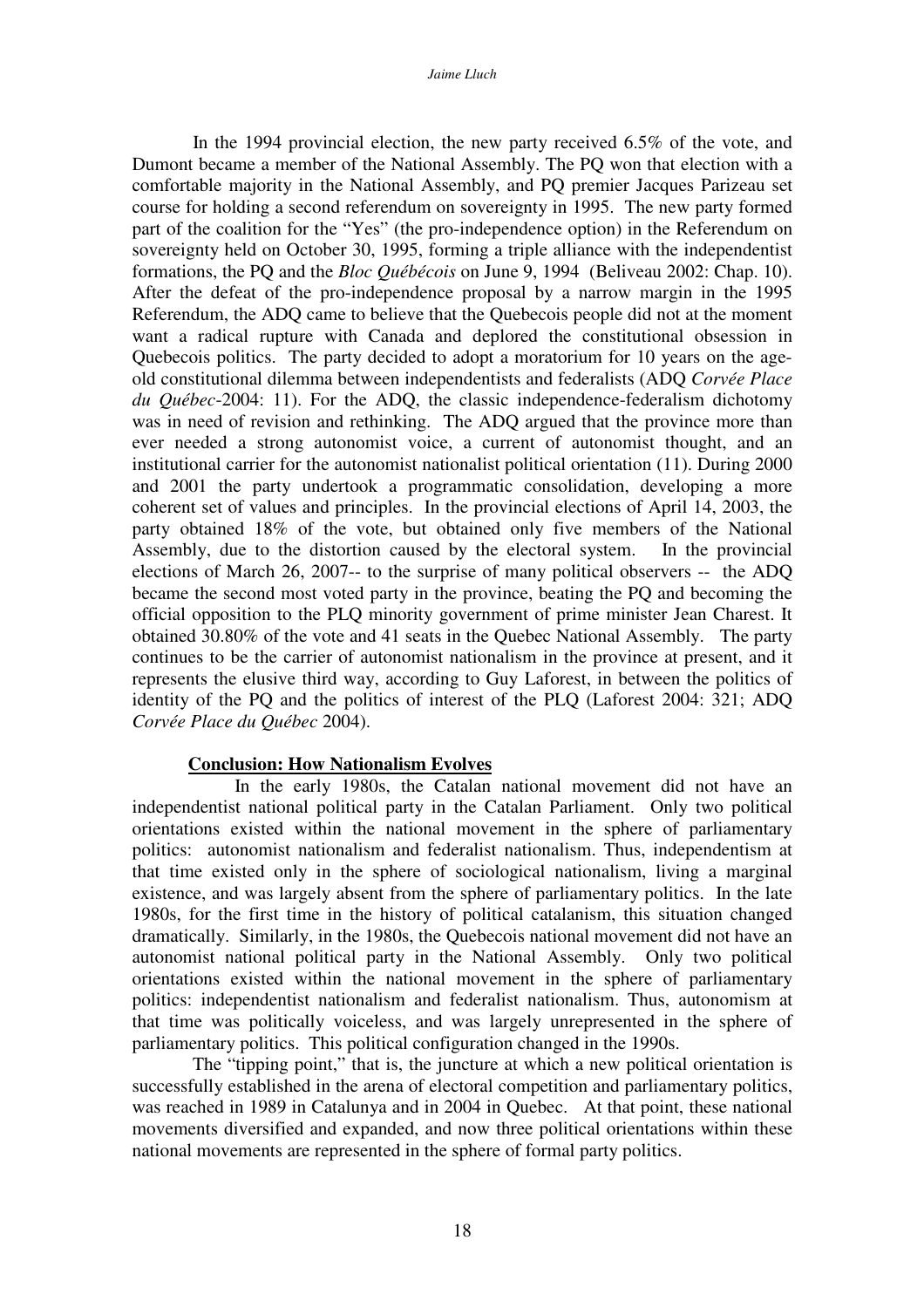In the 1994 provincial election, the new party received 6.5% of the vote, and Dumont became a member of the National Assembly. The PQ won that election with a comfortable majority in the National Assembly, and PQ premier Jacques Parizeau set course for holding a second referendum on sovereignty in 1995. The new party formed part of the coalition for the "Yes" (the pro-independence option) in the Referendum on sovereignty held on October 30, 1995, forming a triple alliance with the independentist formations, the PQ and the *Bloc Québécois* on June 9, 1994 (Beliveau 2002: Chap. 10). After the defeat of the pro-independence proposal by a narrow margin in the 1995 Referendum, the ADQ came to believe that the Quebecois people did not at the moment want a radical rupture with Canada and deplored the constitutional obsession in Quebecois politics. The party decided to adopt a moratorium for 10 years on the age-old constitutional dilemma between independentists and federalists (ADQ *Corvée Place du Québec*-2004: 11). For the ADQ, the classic independence-federalism dichotomy was in need of revision and rethinking. The ADQ argued that the province more than ever needed a strong autonomist voice, a current of autonomist thought, and an institutional carrier for the autonomist nationalist political orientation (11). During 2000 and 2001 the party undertook a programmatic consolidation, developing a more coherent set of values and principles. In the provincial elections of April 14, 2003, the party obtained 18% of the vote, but obtained only five members of the National Assembly, due to the distortion caused by the electoral system. In the provincial elections of March 26, 2007-- to the surprise of many political observers -- the ADQ became the second most voted party in the province, beating the PQ and becoming the official opposition to the PLQ minority government of prime minister Jean Charest. It obtained 30.80% of the vote and 41 seats in the Quebec National Assembly. The party continues to be the carrier of autonomist nationalism in the province at present, and it represents the elusive third way, according to Guy Laforest, in between the politics of identity of the PQ and the politics of interest of the PLQ (Laforest 2004: 321; ADQ *Corvée Place du Québec* 2004).

## Conclusion: How Nationalism Evolves

In the early 1980s, the Catalan national movement did not have an independentist national political party in the Catalan Parliament. Only two political orientations existed within the national movement in the sphere of parliamentary politics: autonomist nationalism and federalist nationalism. Thus, independentism at that time existed only in the sphere of sociological nationalism, living a marginal existence, and was largely absent from the sphere of parliamentary politics. In the late 1980s, for the first time in the history of political catalanism, this situation changed dramatically. Similarly, in the 1980s, the Quebecois national movement did not have an autonomist national political party in the National Assembly. Only two political orientations existed within the national movement in the sphere of parliamentary politics: independentist nationalism and federalist nationalism. Thus, autonomism at that time was politically voiceless, and was largely unrepresented in the sphere of parliamentary politics. This political configuration changed in the 1990s.

The "tipping point," that is, the juncture at which a new political orientation is successfully established in the arena of electoral competition and parliamentary politics, was reached in 1989 in Catalunya and in 2004 in Quebec. At that point, these national movements diversified and expanded, and now three political orientations within these national movements are represented in the sphere of formal party politics.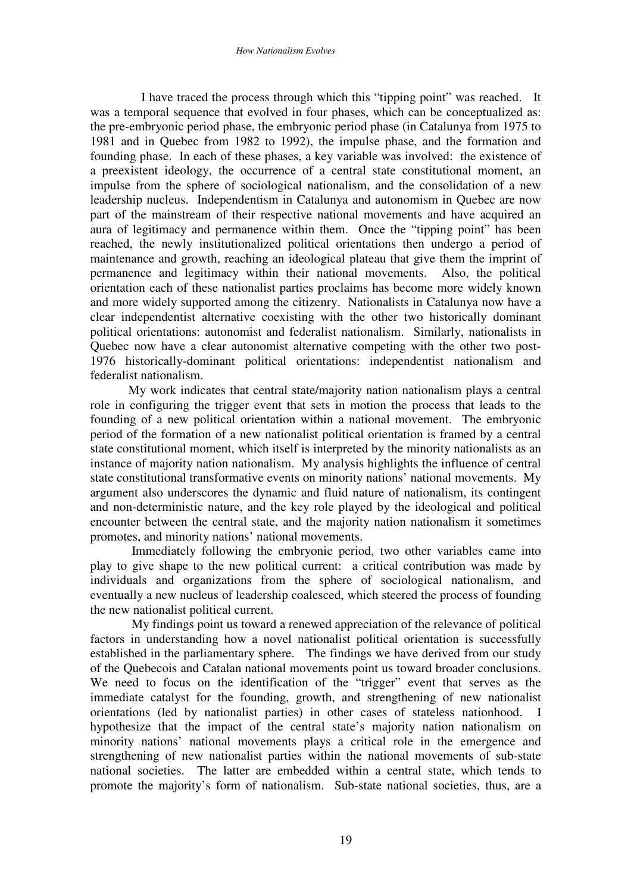I have traced the process through which this "tipping point" was reached. It was a temporal sequence that evolved in four phases, which can be conceptualized as: the pre-embryonic period phase, the embryonic period phase (in Catalunya from 1975 to 1981 and in Quebec from 1982 to 1992), the impulse phase, and the formation and founding phase. In each of these phases, a key variable was involved: the existence of a preexistent ideology, the occurrence of a central state constitutional moment, an impulse from the sphere of sociological nationalism, and the consolidation of a new leadership nucleus. Independentism in Catalunya and autonomism in Quebec are now part of the mainstream of their respective national movements and have acquired an aura of legitimacy and permanence within them. Once the "tipping point" has been reached, the newly institutionalized political orientations then undergo a period of maintenance and growth, reaching an ideological plateau that give them the imprint of permanence and legitimacy within their national movements. Also, the political orientation each of these nationalist parties proclaims has become more widely known and more widely supported among the citizenry. Nationalists in Catalunya now have a clear independentist alternative coexisting with the other two historically dominant political orientations: autonomist and federalist nationalism. Similarly, nationalists in Quebec now have a clear autonomist alternative competing with the other two post-1976 historically-dominant political orientations: independentist nationalism and federalist nationalism.

My work indicates that central state/majority nation nationalism plays a central role in configuring the trigger event that sets in motion the process that leads to the founding of a new political orientation within a national movement. The embryonic period of the formation of a new nationalist political orientation is framed by a central state constitutional moment, which itself is interpreted by the minority nationalists as an instance of majority nation nationalism. My analysis highlights the influence of central state constitutional transformative events on minority nations' national movements. My argument also underscores the dynamic and fluid nature of nationalism, its contingent and non-deterministic nature, and the key role played by the ideological and political encounter between the central state, and the majority nation nationalism it sometimes promotes, and minority nations' national movements.

Immediately following the embryonic period, two other variables came into play to give shape to the new political current: a critical contribution was made by individuals and organizations from the sphere of sociological nationalism, and eventually a new nucleus of leadership coalesced, which steered the process of founding the new nationalist political current.

My findings point us toward a renewed appreciation of the relevance of political factors in understanding how a novel nationalist political orientation is successfully established in the parliamentary sphere. The findings we have derived from our study of the Quebecois and Catalan national movements point us toward broader conclusions. We need to focus on the identification of the "trigger" event that serves as the immediate catalyst for the founding, growth, and strengthening of new nationalist orientations (led by nationalist parties) in other cases of stateless nationhood. I hypothesize that the impact of the central state's majority nation nationalism on minority nations' national movements plays a critical role in the emergence and strengthening of new nationalist parties within the national movements of sub-state national societies. The latter are embedded within a central state, which tends to promote the majority's form of nationalism. Sub-state national societies, thus, are a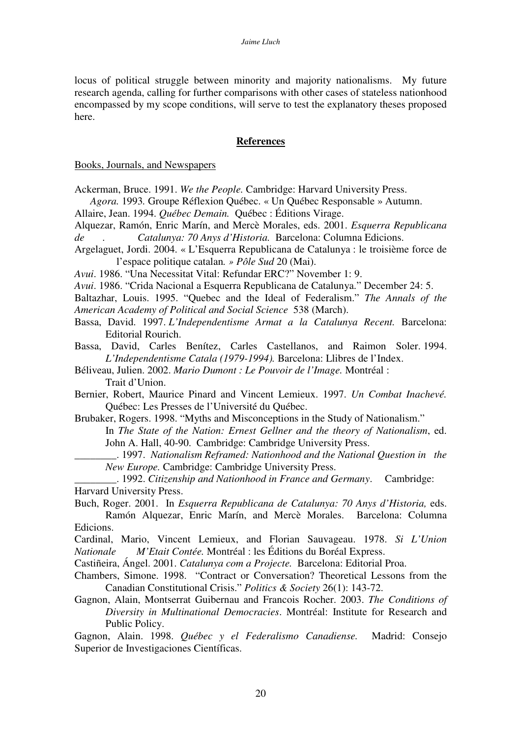locus of political struggle between minority and majority nationalisms. My future research agenda, calling for further comparisons with other cases of stateless nationhood encompassed by my scope conditions, will serve to test the explanatory theses proposed here.

## References

Books, Journals, and Newspapers

Ackerman, Bruce. 1991. *We the People.* Cambridge: Harvard University Press.

*Agora.* 1993. Groupe Réflexion Québec. « Un Québec Responsable » Autumn.

Allaire, Jean. 1994. *Québec Demain.* Québec : Éditions Virage.

Alquezar, Ramón, Enric Marín, and Mercè Morales, eds. 2001. *Esquerra Republicana de . Catalunya: 70 Anys d'Historia.* Barcelona: Columna Edicions.

Argelaguet, Jordi. 2004. « L'Esquerra Republicana de Catalunya : le troisième force de l'espace politique catalan*. » Pôle Sud* 20 (Mai).

*Avui*. 1986. "Una Necessitat Vital: Refundar ERC?" November 1: 9.

*Avui*. 1986. "Crida Nacional a Esquerra Republicana de Catalunya." December 24: 5.

Baltazhar, Louis. 1995. "Quebec and the Ideal of Federalism." *The Annals of the American Academy of Political and Social Science* 538 (March).

Bassa, David. 1997. *L'Independentisme Armat a la Catalunya Recent.* Barcelona: Editorial Rourich.

Bassa, David, Carles Benítez, Carles Castellanos, and Raimon Soler. 1994. *L'Independentisme Catala (1979-1994).* Barcelona: Llibres de l'Index.

Béliveau, Julien. 2002. *Mario Dumont : Le Pouvoir de l'Image.* Montréal : Trait d'Union.

Bernier, Robert, Maurice Pinard and Vincent Lemieux. 1997. *Un Combat Inachevé.* Québec: Les Presses de l'Université du Québec.

Brubaker, Rogers. 1998. "Myths and Misconceptions in the Study of Nationalism." In *The State of the Nation: Ernest Gellner and the theory of Nationalism*, ed. John A. Hall, 40-90. Cambridge: Cambridge University Press.

________. 1997. *Nationalism Reframed: Nationhood and the National Question in the New Europe.* Cambridge: Cambridge University Press.

________. 1992. *Citizenship and Nationhood in France and Germany*. Cambridge: Harvard University Press.

Buch, Roger. 2001. In *Esquerra Republicana de Catalunya: 70 Anys d'Historia,* eds. Ramón Alquezar, Enric Marín, and Mercè Morales. Barcelona: Columna Edicions.

Cardinal, Mario, Vincent Lemieux, and Florian Sauvageau. 1978. *Si L'Union Nationale M'Etait Contée.* Montréal : les Éditions du Boréal Express.

Castiñeira, Ángel. 2001. *Catalunya com a Projecte.* Barcelona: Editorial Proa.

Chambers, Simone. 1998. "Contract or Conversation? Theoretical Lessons from the Canadian Constitutional Crisis." *Politics & Society* 26(1): 143-72.

Gagnon, Alain, Montserrat Guibernau and Francois Rocher. 2003. *The Conditions of Diversity in Multinational Democracies*. Montréal: Institute for Research and Public Policy.

Gagnon, Alain. 1998. *Québec y el Federalismo Canadiense.* Madrid: Consejo Superior de Investigaciones Científicas.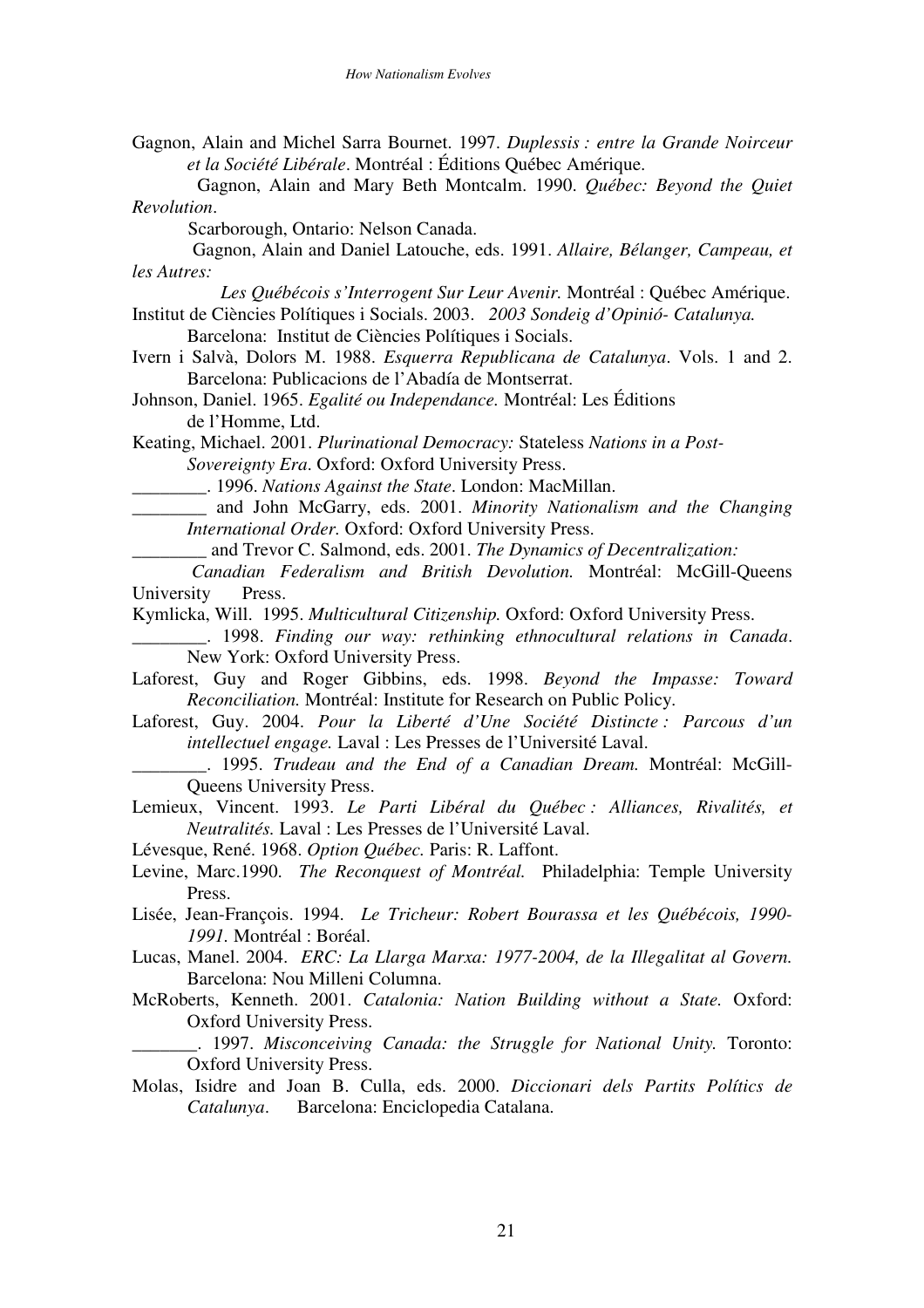Gagnon, Alain and Michel Sarra Bournet. 1997. *Duplessis : entre la Grande Noirceur et la Société Libérale*. Montréal : Éditions Québec Amérique.

Gagnon, Alain and Mary Beth Montcalm. 1990. *Québec: Beyond the Quiet Revolution*. Scarborough, Ontario: Nelson Canada.

Gagnon, Alain and Daniel Latouche, eds. 1991. *Allaire, Bélanger, Campeau, et les Autres: Les Québécois s'Interrogent Sur Leur Avenir.* Montréal : Québec Amérique.

Institut de Ciències Polítiques i Socials. 2003. *2003 Sondeig d'Opinió- Catalunya.* Barcelona: Institut de Ciències Polítiques i Socials.

Ivern i Salvà, Dolors M. 1988. *Esquerra Republicana de Catalunya*. Vols. 1 and 2. Barcelona: Publicacions de l'Abadía de Montserrat.

Johnson, Daniel. 1965. *Egalité ou Independance.* Montréal: Les Éditions de l'Homme, Ltd.

Keating, Michael. 2001. *Plurinational Democracy:* Stateless *Nations in a Post-Sovereignty Era*. Oxford: Oxford University Press.

________. 1996. *Nations Against the State*. London: MacMillan.

________ and John McGarry, eds. 2001. *Minority Nationalism and the Changing International Order.* Oxford: Oxford University Press.

________ and Trevor C. Salmond, eds. 2001. *The Dynamics of Decentralization: Canadian Federalism and British Devolution.* Montréal: McGill-Queens University Press.

Kymlicka, Will. 1995. *Multicultural Citizenship.* Oxford: Oxford University Press.

________. 1998. *Finding our way: rethinking ethnocultural relations in Canada*. New York: Oxford University Press.

Laforest, Guy and Roger Gibbins, eds. 1998. *Beyond the Impasse: Toward Reconciliation.* Montréal: Institute for Research on Public Policy.

Laforest, Guy. 2004. *Pour la Liberté d'Une Société Distincte : Parcous d'un intellectuel engage.* Laval : Les Presses de l'Université Laval.

________. 1995. *Trudeau and the End of a Canadian Dream.* Montréal: McGill-Queens University Press.

Lemieux, Vincent. 1993. *Le Parti Libéral du Québec : Alliances, Rivalités, et Neutralités.* Laval : Les Presses de l'Université Laval.

Lévesque, René. 1968. *Option Québec.* Paris: R. Laffont.

Levine, Marc.1990. *The Reconquest of Montréal.* Philadelphia: Temple University Press.

Lisée, Jean-François. 1994. *Le Tricheur: Robert Bourassa et les Québécois, 1990-1991.* Montréal : Boréal.

Lucas, Manel. 2004. *ERC: La Llarga Marxa: 1977-2004, de la Illegalitat al Govern.* Barcelona: Nou Milleni Columna.

McRoberts, Kenneth. 2001. *Catalonia: Nation Building without a State.* Oxford: Oxford University Press.

_______. 1997. *Misconceiving Canada: the Struggle for National Unity.* Toronto: Oxford University Press.

Molas, Isidre and Joan B. Culla, eds. 2000. *Diccionari dels Partits Polítics de Catalunya*. Barcelona: Enciclopedia Catalana.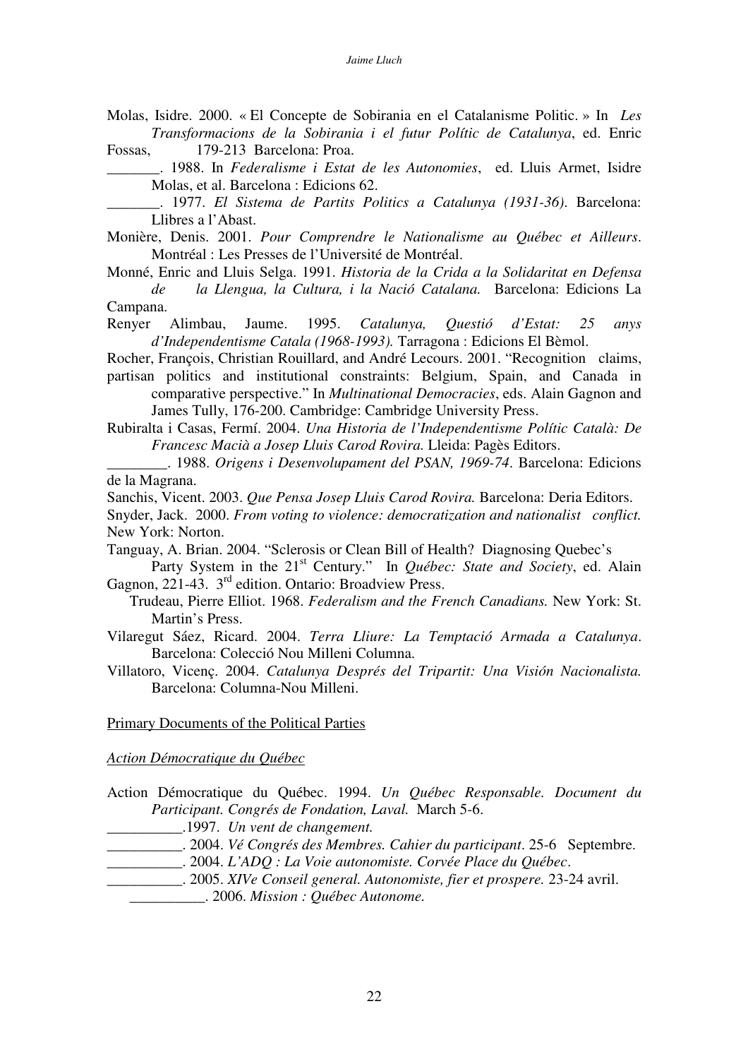Molas, Isidre. 2000. « El Concepte de Sobirania en el Catalanisme Politic. » In *Les Transformacions de la Sobirania i el futur Polític de Catalunya*, ed. Enric Fossas, 179-213 Barcelona: Proa.

_______. 1988. In *Federalisme i Estat de les Autonomies*, ed. Lluis Armet, Isidre Molas, et al. Barcelona : Edicions 62.

_______. 1977. *El Sistema de Partits Politics a Catalunya (1931-36)*. Barcelona: Llibres a l'Abast.

Monière, Denis. 2001. *Pour Comprendre le Nationalisme au Québec et Ailleurs*. Montréal : Les Presses de l'Université de Montréal.

Monné, Enric and Lluis Selga. 1991. *Historia de la Crida a la Solidaritat en Defensa de la Llengua, la Cultura, i la Nació Catalana.* Barcelona: Edicions La Campana.

Renyer Alimbau, Jaume. 1995. *Catalunya, Questió d'Estat: 25 anys d'Independentisme Catala (1968-1993).* Tarragona : Edicions El Bèmol.

Rocher, François, Christian Rouillard, and André Lecours. 2001. "Recognition claims, partisan politics and institutional constraints: Belgium, Spain, and Canada in comparative perspective." In *Multinational Democracies*, eds. Alain Gagnon and James Tully, 176-200. Cambridge: Cambridge University Press.

Rubiralta i Casas, Fermí. 2004. *Una Historia de l'Independentisme Polític Català: De Francesc Macià a Josep Lluis Carod Rovira.* Lleida: Pagès Editors.

________. 1988. *Origens i Desenvolupament del PSAN, 1969-74*. Barcelona: Edicions de la Magrana.

Sanchis, Vicent. 2003. *Que Pensa Josep Lluis Carod Rovira.* Barcelona: Deria Editors.

Snyder, Jack. 2000. *From voting to violence: democratization and nationalist conflict.* New York: Norton.

Tanguay, A. Brian. 2004. "Sclerosis or Clean Bill of Health? Diagnosing Quebec's Party System in the 21st Century." In *Québec: State and Society*, ed. Alain Gagnon, 221-43. 3rd edition. Ontario: Broadview Press.

Trudeau, Pierre Elliot. 1968. *Federalism and the French Canadians.* New York: St. Martin's Press.

Vilaregut Sáez, Ricard. 2004. *Terra Lliure: La Temptació Armada a Catalunya*. Barcelona: Colecció Nou Milleni Columna.

Villatoro, Vicenç. 2004. *Catalunya Després del Tripartit: Una Visión Nacionalista.* Barcelona: Columna-Nou Milleni.

<u>Primary Documents of the Political Parties</u>

*<u>Action Démocratique du Québec</u>*

Action Démocratique du Québec. 1994. *Un Québec Responsable. Document du Participant. Congrés de Fondation, Laval.* March 5-6.

__________.1997. *Un vent de changement.*

__________. 2004. *Vé Congrés des Membres. Cahier du participant*. 25-6 Septembre.

__________. 2004. *L'ADQ : La Voie autonomiste. Corvée Place du Québec*.

__________. 2005. *XIVe Conseil general. Autonomiste, fier et prospere.* 23-24 avril.

__________. 2006. *Mission : Québec Autonome.*